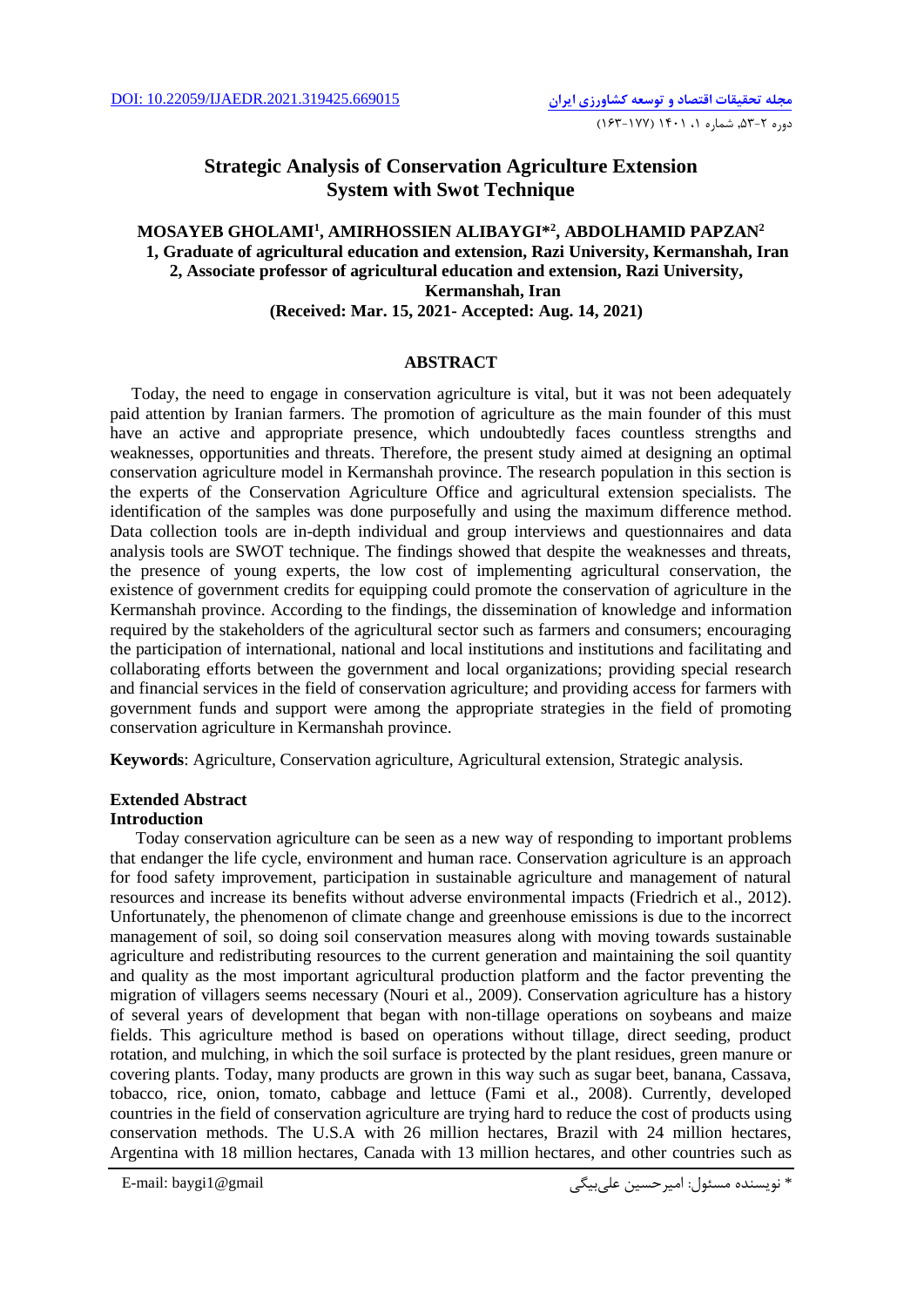DOI: 10.22059/IJAEDR.2021.319425.669015

# Strategic Analysis of Conservation Agriculture Extension System with Swot Technique

**MOSAYEB GHOLAMI[1], AMIRHOSSIEN ALIBAYGI*[2], ABDOLHAMID PAPZAN[2]**

**1, Graduate of agricultural education and extension, Razi University, Kermanshah, Iran**
**2, Associate professor of agricultural education and extension, Razi University, Kermanshah, Iran**

**(Received: Mar. 15, 2021- Accepted: Aug. 14, 2021)**

## ABSTRACT

Today, the need to engage in conservation agriculture is vital, but it was not been adequately paid attention by Iranian farmers. The promotion of agriculture as the main founder of this must have an active and appropriate presence, which undoubtedly faces countless strengths and weaknesses, opportunities and threats. Therefore, the present study aimed at designing an optimal conservation agriculture model in Kermanshah province. The research population in this section is the experts of the Conservation Agriculture Office and agricultural extension specialists. The identification of the samples was done purposefully and using the maximum difference method. Data collection tools are in-depth individual and group interviews and questionnaires and data analysis tools are SWOT technique. The findings showed that despite the weaknesses and threats, the presence of young experts, the low cost of implementing agricultural conservation, the existence of government credits for equipping could promote the conservation of agriculture in the Kermanshah province. According to the findings, the dissemination of knowledge and information required by the stakeholders of the agricultural sector such as farmers and consumers; encouraging the participation of international, national and local institutions and institutions and facilitating and collaborating efforts between the government and local organizations; providing special research and financial services in the field of conservation agriculture; and providing access for farmers with government funds and support were among the appropriate strategies in the field of promoting conservation agriculture in Kermanshah province.

**Keywords**: Agriculture, Conservation agriculture, Agricultural extension, Strategic analysis.

## Extended Abstract

### Introduction

Today conservation agriculture can be seen as a new way of responding to important problems that endanger the life cycle, environment and human race. Conservation agriculture is an approach for food safety improvement, participation in sustainable agriculture and management of natural resources and increase its benefits without adverse environmental impacts (Friedrich et al., 2012). Unfortunately, the phenomenon of climate change and greenhouse emissions is due to the incorrect management of soil, so doing soil conservation measures along with moving towards sustainable agriculture and redistributing resources to the current generation and maintaining the soil quantity and quality as the most important agricultural production platform and the factor preventing the migration of villagers seems necessary (Nouri et al., 2009). Conservation agriculture has a history of several years of development that began with non-tillage operations on soybeans and maize fields. This agriculture method is based on operations without tillage, direct seeding, product rotation, and mulching, in which the soil surface is protected by the plant residues, green manure or covering plants. Today, many products are grown in this way such as sugar beet, banana, Cassava, tobacco, rice, onion, tomato, cabbage and lettuce (Fami et al., 2008). Currently, developed countries in the field of conservation agriculture are trying hard to reduce the cost of products using conservation methods. The U.S.A with 26 million hectares, Brazil with 24 million hectares, Argentina with 18 million hectares, Canada with 13 million hectares, and other countries such as

E-mail: baygi1@gmail

* نویسنده مسئول: امیرحسین علی‌بیگی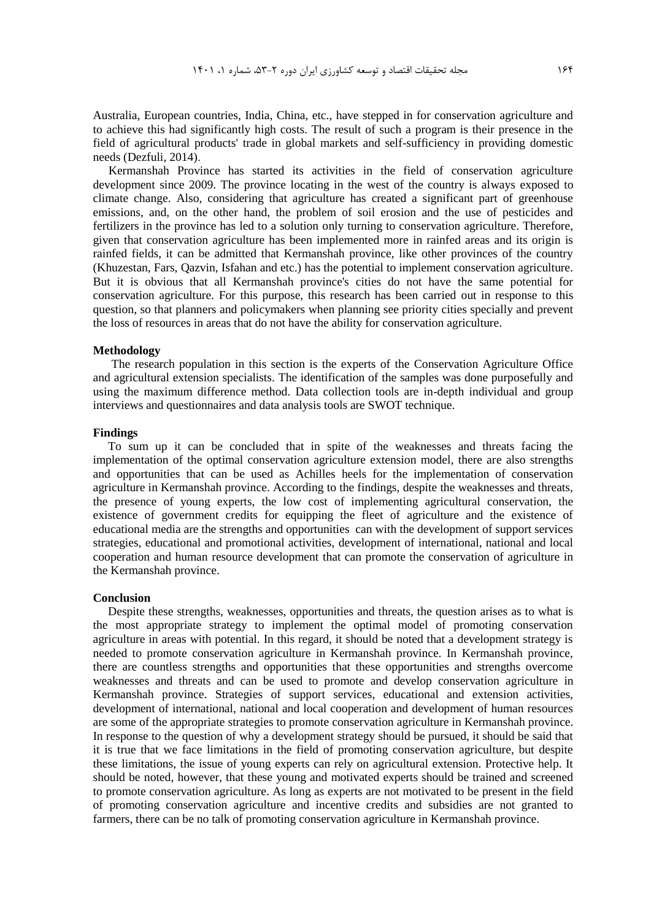Australia, European countries, India, China, etc., have stepped in for conservation agriculture and to achieve this had significantly high costs. The result of such a program is their presence in the field of agricultural products' trade in global markets and self-sufficiency in providing domestic needs (Dezfuli, 2014).

Kermanshah Province has started its activities in the field of conservation agriculture development since 2009. The province locating in the west of the country is always exposed to climate change. Also, considering that agriculture has created a significant part of greenhouse emissions, and, on the other hand, the problem of soil erosion and the use of pesticides and fertilizers in the province has led to a solution only turning to conservation agriculture. Therefore, given that conservation agriculture has been implemented more in rainfed areas and its origin is rainfed fields, it can be admitted that Kermanshah province, like other provinces of the country (Khuzestan, Fars, Qazvin, Isfahan and etc.) has the potential to implement conservation agriculture. But it is obvious that all Kermanshah province's cities do not have the same potential for conservation agriculture. For this purpose, this research has been carried out in response to this question, so that planners and policymakers when planning see priority cities specially and prevent the loss of resources in areas that do not have the ability for conservation agriculture.

**Methodology**

The research population in this section is the experts of the Conservation Agriculture Office and agricultural extension specialists. The identification of the samples was done purposefully and using the maximum difference method. Data collection tools are in-depth individual and group interviews and questionnaires and data analysis tools are SWOT technique.

**Findings**

To sum up it can be concluded that in spite of the weaknesses and threats facing the implementation of the optimal conservation agriculture extension model, there are also strengths and opportunities that can be used as Achilles heels for the implementation of conservation agriculture in Kermanshah province. According to the findings, despite the weaknesses and threats, the presence of young experts, the low cost of implementing agricultural conservation, the existence of government credits for equipping the fleet of agriculture and the existence of educational media are the strengths and opportunities can with the development of support services strategies, educational and promotional activities, development of international, national and local cooperation and human resource development that can promote the conservation of agriculture in the Kermanshah province.

**Conclusion**

Despite these strengths, weaknesses, opportunities and threats, the question arises as to what is the most appropriate strategy to implement the optimal model of promoting conservation agriculture in areas with potential. In this regard, it should be noted that a development strategy is needed to promote conservation agriculture in Kermanshah province. In Kermanshah province, there are countless strengths and opportunities that these opportunities and strengths overcome weaknesses and threats and can be used to promote and develop conservation agriculture in Kermanshah province. Strategies of support services, educational and extension activities, development of international, national and local cooperation and development of human resources are some of the appropriate strategies to promote conservation agriculture in Kermanshah province. In response to the question of why a development strategy should be pursued, it should be said that it is true that we face limitations in the field of promoting conservation agriculture, but despite these limitations, the issue of young experts can rely on agricultural extension. Protective help. It should be noted, however, that these young and motivated experts should be trained and screened to promote conservation agriculture. As long as experts are not motivated to be present in the field of promoting conservation agriculture and incentive credits and subsidies are not granted to farmers, there can be no talk of promoting conservation agriculture in Kermanshah province.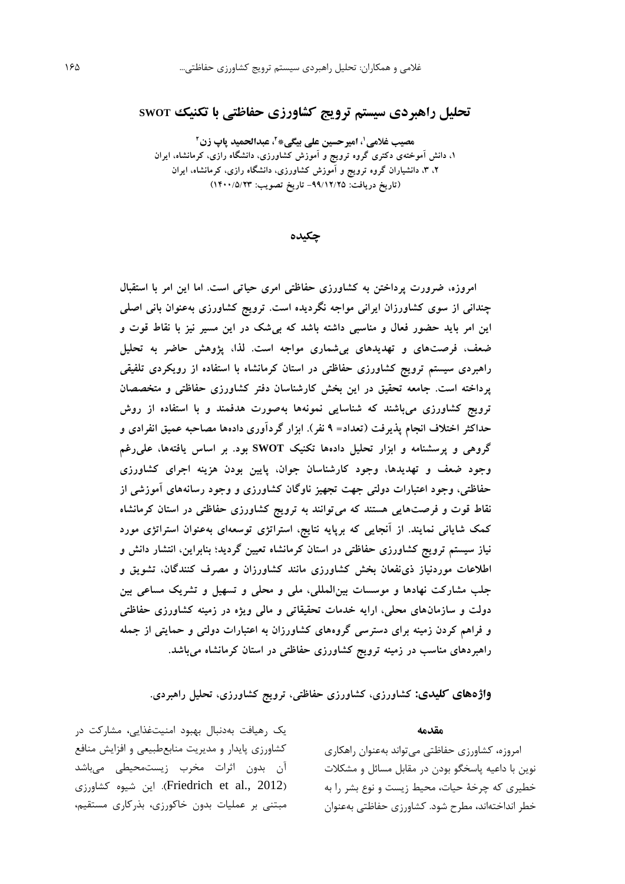# تحلیل راهبردی سیستم ترویج کشاورزی حفاظتی با تکنیک SWOT

**مصیب غلامی[1]، امیرحسین علی بیگی*[2]، عبدالحمید پاپ زن[3]**

۱، دانش آموختهی دکتری گروه ترویج و آموزش کشاورزی، دانشگاه رازی، کرمانشاه، ایران

۲، ۳، دانشیاران گروه ترویج و آموزش کشاورزی، دانشگاه رازی، کرمانشاه، ایران

(تاریخ دریافت: ۹۹/۱۲/۲۵- تاریخ تصویب: ۱۴۰۰/۵/۲۳)

## چکیده

امروزه، ضرورت پرداختن به کشاورزی حفاظتی امری حیاتی است. اما این امر با استقبال چندانی از سوی کشاورزان ایرانی مواجه نگردیده است. ترویج کشاورزی به‌عنوان بانی اصلی این امر باید حضور فعال و مناسبی داشته باشد که بی‌شک در این مسیر نیز با نقاط قوت و ضعف، فرصت‌های و تهدیدهای بی‌شماری مواجه است. لذا، پژوهش حاضر به تحلیل راهبردی سیستم ترویج کشاورزی حفاظتی در استان کرمانشاه با استفاده از رویکردی تلفیقی پرداخته است. جامعه تحقیق در این بخش کارشناسان دفتر کشاورزی حفاظتی و متخصصان ترویج کشاورزی می‌باشند که شناسایی نمونه‌ها به‌صورت هدفمند و با استفاده از روش حداکثر اختلاف انجام پذیرفت (تعداد= ۹ نفر). ابزار گردآوری داده‌ها مصاحبه عمیق انفرادی و گروهی و پرسشنامه و ابزار تحلیل داده‌ها تکنیک SWOT بود. بر اساس یافته‌ها، علی‌رغم وجود ضعف و تهدیدها، وجود کارشناسان جوان، پایین بودن هزینه اجرای کشاورزی حفاظتی، وجود اعتبارات دولتی جهت تجهیز ناوگان کشاورزی و وجود رسانه‌های آموزشی از نقاط قوت و فرصت‌هایی هستند که می‌توانند به ترویج کشاورزی حفاظتی در استان کرمانشاه کمک شایانی نمایند. از آنجایی که برپایه نتایج، استراتژی توسعه‌ای به‌عنوان استراتژی مورد نیاز سیستم ترویج کشاورزی حفاظتی در استان کرمانشاه تعیین گردید؛ بنابراین، انتشار دانش و اطلاعات موردنیاز ذی‌نفعان بخش کشاورزی مانند کشاورزان و مصرف کنندگان، تشویق و جلب مشارکت نهادها و موسسات بین‌المللی، ملی و محلی و تسهیل و تشریک مساعی بین دولت و سازمان‌های محلی، ارایه خدمات تحقیقاتی و مالی ویژه در زمینه کشاورزی حفاظتی و فراهم کردن زمینه برای دسترسی گروه‌های کشاورزان به اعتبارات دولتی و حمایتی از جمله راهبردهای مناسب در زمینه ترویج کشاورزی حفاظتی در استان کرمانشاه می‌باشد.

**واژه‌های کلیدی:** کشاورزی، کشاورزی حفاظتی، ترویج کشاورزی، تحلیل راهبردی.

## مقدمه

امروزه، کشاورزی حفاظتی می‌تواند به‌عنوان راهکاری نوین با داعیه پاسخگو بودن در مقابل مسائل و مشکلات خطیری که چرخهٔ حیات، محیط زیست و نوع بشر را به خطر انداخته‌اند، مطرح شود. کشاورزی حفاظتی به‌عنوان یک رهیافت به‌دنبال بهبود امنیت‌غذایی، مشارکت در کشاورزی پایدار و مدیریت منابع‌طبیعی و افزایش منافع آن بدون اثرات مخرب زیست‌محیطی می‌باشد (Friedrich et al., 2012). این شیوه کشاورزی مبتنی بر عملیات بدون خاکورزی، بذرکاری مستقیم،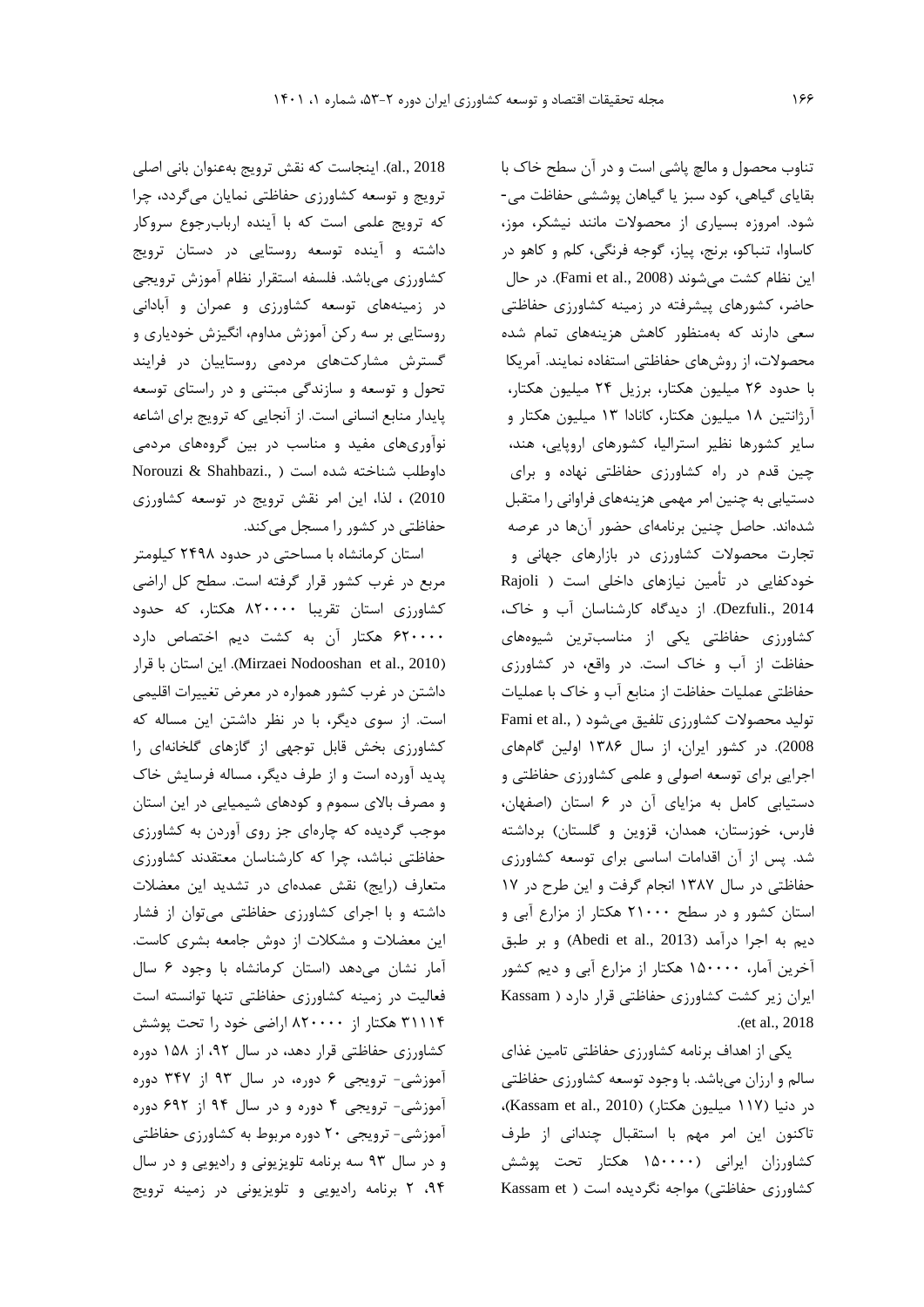تناوب محصول و مالچ پاشی است و در آن سطح خاک با بقایای گیاهی، کود سبز یا گیاهان پوششی حفاظت می‌شود. امروزه بسیاری از محصولات مانند نیشکر، موز، کاساوا، تنباکو، برنج، پیاز، گوجه فرنگی، کلم و کاهو در این نظام کشت می‌شوند (Fami et al., 2008). در حال حاضر، کشورهای پیشرفته در زمینه کشاورزی حفاظتی سعی دارند که به‌منظور کاهش هزینه‌های تمام شده محصولات، از روش‌های حفاظتی استفاده نمایند. آمریکا با حدود ۲۶ میلیون هکتار، برزیل ۲۴ میلیون هکتار، آرژانتین ۱۸ میلیون هکتار، کانادا ۱۳ میلیون هکتار و سایر کشورها نظیر استرالیا، کشورهای اروپایی، هند، چین قدم در راه کشاورزی حفاظتی نهاده و برای دستیابی به چنین امر مهمی هزینه‌های فراوانی را متقبل شده‌اند. حاصل چنین برنامه‌ای حضور آن‌ها در عرصه تجارت محصولات کشاورزی در بازارهای جهانی و خودکفایی در تأمین نیازهای داخلی است (Rajoli Dezfuli., 2014). از دیدگاه کارشناسان آب و خاک، کشاورزی حفاظتی یکی از مناسب‌ترین شیوه‌های حفاظت از آب و خاک است. در واقع، در کشاورزی حفاظتی عملیات حفاظت از منابع آب و خاک با عملیات تولید محصولات کشاورزی تلفیق می‌شود (Fami et al., 2008). در کشور ایران، از سال ۱۳۸۶ اولین گام‌های اجرایی برای توسعه اصولی و علمی کشاورزی حفاظتی و دستیابی کامل به مزایای آن در ۶ استان (اصفهان، فارس، خوزستان، همدان، قزوین و گلستان) برداشته شد. پس از آن اقدامات اساسی برای توسعه کشاورزی حفاظتی در سال ۱۳۸۷ انجام گرفت و این طرح در ۱۷ استان کشور و در سطح ۲۱۰۰۰ هکتار از مزارع آبی و دیم به اجرا درآمد (Abedi et al., 2013) و بر طبق آخرین آمار، ۱۵۰۰۰۰ هکتار از مزارع آبی و دیم کشور ایران زیر کشت کشاورزی حفاظتی قرار دارد (Kassam et al., 2018).

یکی از اهداف برنامه کشاورزی حفاظتی تامین غذای سالم و ارزان می‌باشد. با وجود توسعه کشاورزی حفاظتی در دنیا (۱۱۷ میلیون هکتار) (Kassam et al., 2010)، تاکنون این امر مهم با استقبال چندانی از طرف کشاورزان ایرانی (۱۵۰۰۰۰ هکتار تحت پوشش کشاورزی حفاظتی) مواجه نگردیده است (Kassam et al., 2018). اینجاست که نقش ترویج به‌عنوان بانی اصلی ترویج و توسعه کشاورزی حفاظتی نمایان می‌گردد، چرا که ترویج علمی است که با آینده ارباب‌رجوع سروکار داشته و آینده توسعه روستایی در دستان ترویج کشاورزی می‌باشد. فلسفه استقرار نظام آموزش ترویجی در زمینه‌های توسعه کشاورزی و عمران و آبادانی روستایی بر سه رکن آموزش مداوم، انگیزش خودیاری و گسترش مشارکت‌های مردمی روستاییان در فرایند تحول و توسعه و سازندگی مبتنی و در راستای توسعه پایدار منابع انسانی است. از آنجایی که ترویج برای اشاعه نوآوری‌های مفید و مناسب در بین گروه‌های مردمی داوطلب شناخته شده است (Norouzi & Shahbazi., 2010) ، لذا، این امر نقش ترویج در توسعه کشاورزی حفاظتی در کشور را مسجل می‌کند.

استان کرمانشاه با مساحتی در حدود ۲۴۹۸ کیلومتر مربع در غرب کشور قرار گرفته است. سطح کل اراضی کشاورزی استان تقریبا ۸۲۰۰۰۰ هکتار، که حدود ۶۲۰۰۰۰ هکتار آن به کشت دیم اختصاص دارد (Mirzaei Nodooshan et al., 2010). این استان با قرار داشتن در غرب کشور همواره در معرض تغییرات اقلیمی است. از سوی دیگر، با در نظر داشتن این مساله که کشاورزی بخش قابل توجهی از گازهای گلخانه‌ای را پدید آورده است و از طرف دیگر، مساله فرسایش خاک و مصرف بالای سموم و کودهای شیمیایی در این استان موجب گردیده که چاره‌ای جز روی آوردن به کشاورزی حفاظتی نباشد، چرا که کارشناسان معتقدند کشاورزی متعارف (رایج) نقش عمده‌ای در تشدید این معضلات داشته و با اجرای کشاورزی حفاظتی می‌توان از فشار این معضلات و مشکلات از دوش جامعه بشری کاست. آمار نشان می‌دهد (استان کرمانشاه با وجود ۶ سال فعالیت در زمینه کشاورزی حفاظتی تنها توانسته است ۳۱۱۱۴ هکتار از ۸۲۰۰۰۰ اراضی خود را تحت پوشش کشاورزی حفاظتی قرار دهد، در سال ۹۲، از ۱۵۸ دوره آموزشی- ترویجی ۶ دوره، در سال ۹۳ از ۳۴۷ دوره آموزشی- ترویجی ۴ دوره و در سال ۹۴ از ۶۹۲ دوره آموزشی- ترویجی ۲۰ دوره مربوط به کشاورزی حفاظتی و در سال ۹۳ سه برنامه تلویزیونی و رادیویی و در سال ۹۴، ۲ برنامه رادیویی و تلویزیونی در زمینه ترویج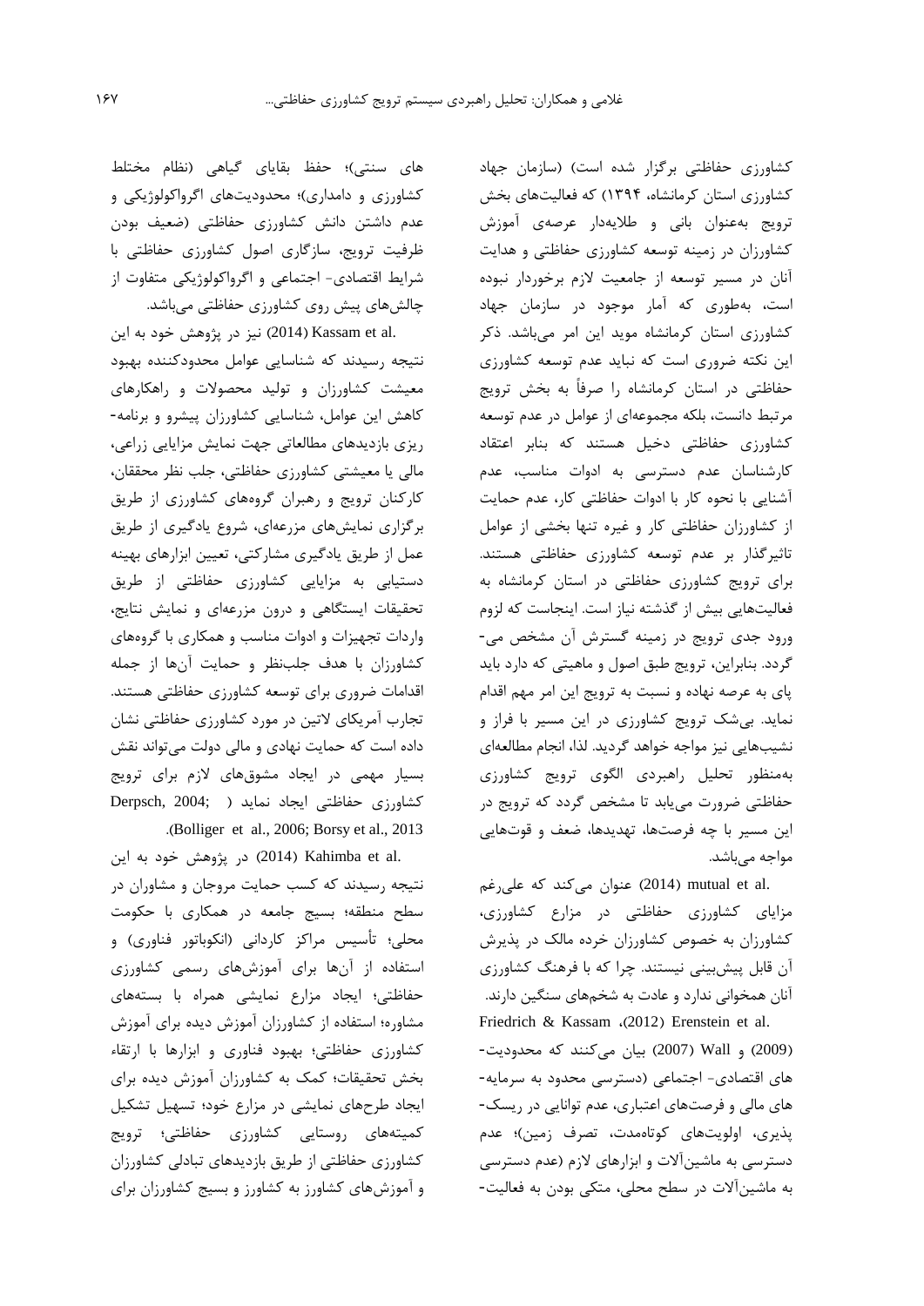کشاورزی حفاظتی برگزار شده است) (سازمان جهاد کشاورزی استان کرمانشاه، ۱۳۹۴) که فعالیت‌های بخش ترویج به‌عنوان بانی و طلایه‌دار عرصه‌ی آموزش کشاورزان در زمینه توسعه کشاورزی حفاظتی و هدایت آنان در مسیر توسعه از جامعیت لازم برخوردار نبوده است، به‌طوری که آمار موجود در سازمان جهاد کشاورزی استان کرمانشاه موید این امر می‌باشد. ذکر این نکته ضروری است که نباید عدم توسعه کشاورزی حفاظتی در استان کرمانشاه را صرفاً به بخش ترویج مرتبط دانست، بلکه مجموعه‌ای از عوامل در عدم توسعه کشاورزی حفاظتی دخیل هستند که بنابر اعتقاد کارشناسان عدم دسترسی به ادوات مناسب، عدم آشنایی با نحوه کار با ادوات حفاظتی کار، عدم حمایت از کشاورزان حفاظتی کار و غیره تنها بخشی از عوامل تاثیرگذار بر عدم توسعه کشاورزی حفاظتی هستند. برای ترویج کشاورزی حفاظتی در استان کرمانشاه به فعالیت‌هایی بیش از گذشته نیاز است. اینجاست که لزوم ورود جدی ترویج در زمینه گسترش آن مشخص می‌گردد. بنابراین، ترویج طبق اصول و ماهیتی که دارد باید پای به عرصه نهاده و نسبت به ترویج این امر مهم اقدام نماید. بی‌شک ترویج کشاورزی در این مسیر با فراز و نشیب‌هایی نیز مواجه خواهد گردید. لذا، انجام مطالعه‌ای به‌منظور تحلیل راهبردی الگوی ترویج کشاورزی حفاظتی ضرورت می‌یابد تا مشخص گردد که ترویج در این مسیر با چه فرصت‌ها، تهدیدها، ضعف و قوت‌هایی مواجه می‌باشد.

mutual et al. (2014) عنوان می‌کند که علی‌رغم مزایای کشاورزی حفاظتی در مزارع کشاورزی، کشاورزان به خصوص کشاورزان خرده مالک در پذیرش آن قابل پیش‌بینی نیستند. چرا که با فرهنگ کشاورزی آنان همخوانی ندارد و عادت به شخم‌های سنگین دارند. Friedrich & Kassam ،(2012) Erenstein et al. (2009) و Wall (2007) بیان می‌کنند که محدودیت‌های اقتصادی- اجتماعی (دسترسی محدود به سرمایه‌های مالی و فرصت‌های اعتباری، عدم توانایی در ریسک‌پذیری، اولویت‌های کوتاه‌مدت، تصرف زمین)؛ عدم دسترسی به ماشین‌آلات و ابزارهای لازم (عدم دسترسی به ماشین‌آلات در سطح محلی، متکی بودن به فعالیت‌های سنتی)؛ حفظ بقایای گیاهی (نظام مختلط کشاورزی و دامداری)؛ محدودیت‌های اگرواکولوژیکی و عدم داشتن دانش کشاورزی حفاظتی (ضعیف بودن ظرفیت ترویج، سازگاری اصول کشاورزی حفاظتی با شرایط اقتصادی- اجتماعی و اگرواکولوژیکی متفاوت از چالش‌های پیش روی کشاورزی حفاظتی می‌باشد.

Kassam et al. (2014) نیز در پژوهش خود به این نتیجه رسیدند که شناسایی عوامل محدودکننده بهبود معیشت کشاورزان و تولید محصولات و راهکارهای کاهش این عوامل، شناسایی کشاورزان پیشرو و برنامه‌ریزی بازدیدهای مطالعاتی جهت نمایش مزایایی زراعی، مالی یا معیشتی کشاورزی حفاظتی، جلب نظر محققان، کارکنان ترویج و رهبران گروه‌های کشاورزی از طریق برگزاری نمایش‌های مزرعه‌ای، شروع یادگیری از طریق عمل از طریق یادگیری مشارکتی، تعیین ابزارهای بهینه دستیابی به مزایایی کشاورزی حفاظتی از طریق تحقیقات ایستگاهی و درون مزرعه‌ای و نمایش نتایج، واردات تجهیزات و ادوات مناسب و همکاری با گروه‌های کشاورزان با هدف جلب‌نظر و حمایت آن‌ها از جمله اقدامات ضروری برای توسعه کشاورزی حفاظتی هستند. تجارب آمریکای لاتین در مورد کشاورزی حفاظتی نشان داده است که حمایت نهادی و مالی دولت می‌تواند نقش بسیار مهمی در ایجاد مشوق‌های لازم برای ترویج کشاورزی حفاظتی ایجاد نماید (Derpsch, 2004; Bolliger et al., 2006; Borsy et al., 2013).

Kahimba et al. (2014) در پژوهش خود به این نتیجه رسیدند که کسب حمایت مروجان و مشاوران در سطح منطقه؛ بسیج جامعه در همکاری با حکومت محلی؛ تأسیس مراکز کاردانی (انکوباتور فناوری) و استفاده از آن‌ها برای آموزش‌های رسمی کشاورزی حفاظتی؛ ایجاد مزارع نمایشی همراه با بسته‌های مشاوره؛ استفاده از کشاورزان آموزش دیده برای آموزش کشاورزی حفاظتی؛ بهبود فناوری و ابزارها با ارتقاء بخش تحقیقات؛ کمک به کشاورزان آموزش دیده برای ایجاد طرح‌های نمایشی در مزارع خود؛ تسهیل تشکیل کمیته‌های روستایی کشاورزی حفاظتی؛ ترویج کشاورزی حفاظتی از طریق بازدیدهای تبادلی کشاورزان و آموزش‌های کشاورز به کشاورز و بسیج کشاورزان برای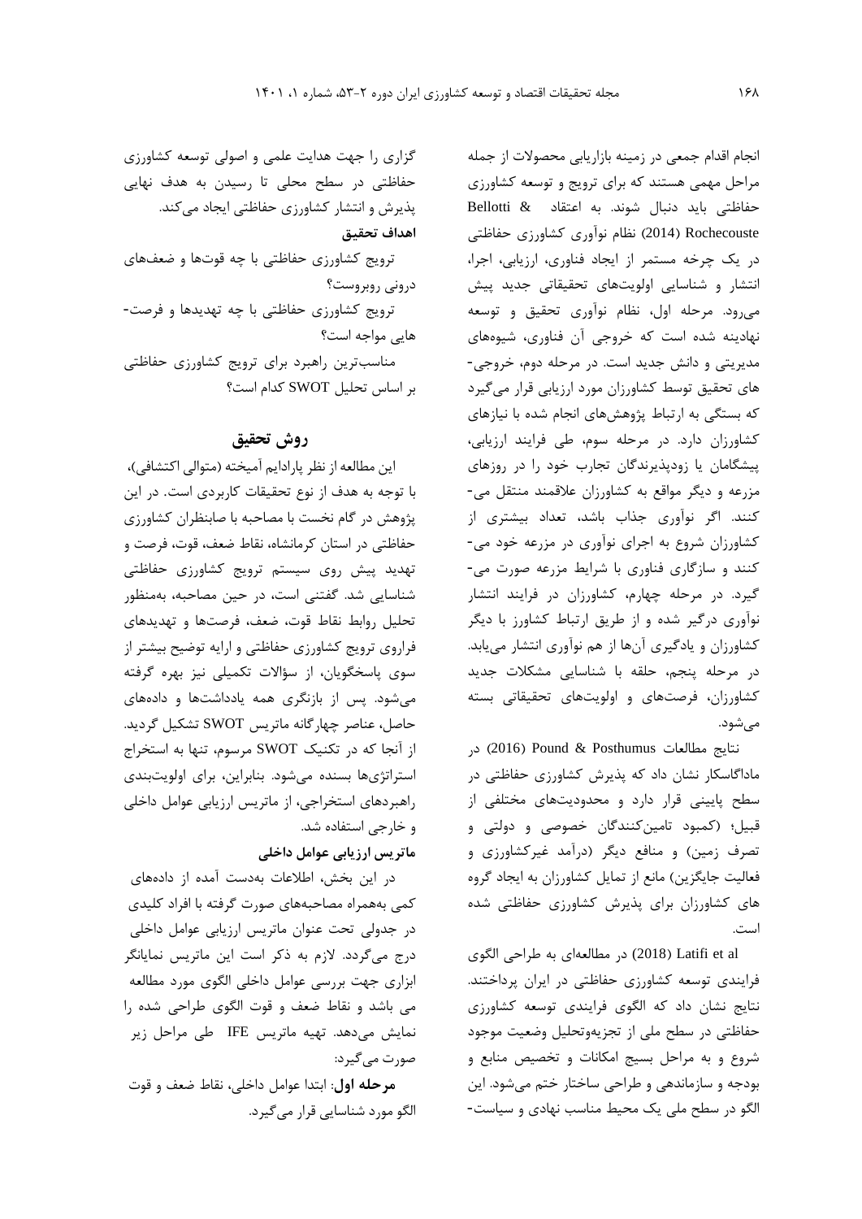انجام اقدام جمعی در زمینه بازاریابی محصولات از جمله مراحل مهمی هستند که برای ترویج و توسعه کشاورزی حفاظتی باید دنبال شوند. به اعتقاد Bellotti & Rochecouste (2014) نظام نوآوری کشاورزی حفاظتی در یک چرخه مستمر از ایجاد فناوری، ارزیابی، اجرا، انتشار و شناسایی اولویت‌های تحقیقاتی جدید پیش می‌رود. مرحله اول، نظام نوآوری تحقیق و توسعه نهادینه شده است که خروجی آن فناوری، شیوه‌های مدیریتی و دانش جدید است. در مرحله دوم، خروجی‌های تحقیق توسط کشاورزان مورد ارزیابی قرار می‌گیرد که بستگی به ارتباط پژوهش‌های انجام شده با نیازهای کشاورزان دارد. در مرحله سوم، طی فرایند ارزیابی، پیشگامان یا زودپذیرندگان تجارب خود را در روزهای مزرعه و دیگر مواقع به کشاورزان علاقمند منتقل می‌کنند. اگر نوآوری جذاب باشد، تعداد بیشتری از کشاورزان شروع به اجرای نوآوری در مزرعه خود می‌کنند و سازگاری فناوری با شرایط مزرعه صورت می‌گیرد. در مرحله چهارم، کشاورزان در فرایند انتشار نوآوری درگیر شده و از طریق ارتباط کشاورز با دیگر کشاورزان و یادگیری آن‌ها از هم نوآوری انتشار می‌یابد. در مرحله پنجم، حلقه با شناسایی مشکلات جدید کشاورزان، فرصت‌های و اولویت‌های تحقیقاتی بسته می‌شود.

نتایج مطالعات Pound & Posthumus (2016) در ماداگاسکار نشان داد که پذیرش کشاورزی حفاظتی در سطح پایینی قرار دارد و محدودیت‌های مختلفی از قبیل؛ (کمبود تامین‌کنندگان خصوصی و دولتی و تصرف زمین) و منافع دیگر (درآمد غیرکشاورزی و فعالیت جایگزین) مانع از تمایل کشاورزان به ایجاد گروه های کشاورزان برای پذیرش کشاورزی حفاظتی شده است.

Latifi et al (2018) در مطالعه‌ای به طراحی الگوی فرایندی توسعه کشاورزی حفاظتی در ایران پرداختند. نتایج نشان داد که الگوی فرایندی توسعه کشاورزی حفاظتی در سطح ملی از تجزیه‌وتحلیل وضعیت موجود شروع و به مراحل بسیج امکانات و تخصیص منابع و بودجه و سازماندهی و طراحی ساختار ختم می‌شود. این الگو در سطح ملی یک محیط مناسب نهادی و سیاست‌گزاری را جهت هدایت علمی و اصولی توسعه کشاورزی حفاظتی در سطح محلی تا رسیدن به هدف نهایی پذیرش و انتشار کشاورزی حفاظتی ایجاد می‌کند.

**اهداف تحقیق**

ترویج کشاورزی حفاظتی با چه قوت‌ها و ضعف‌های درونی روبروست؟

ترویج کشاورزی حفاظتی با چه تهدیدها و فرصت‌هایی مواجه است؟

مناسب‌ترین راهبرد برای ترویج کشاورزی حفاظتی بر اساس تحلیل SWOT کدام است؟

## روش تحقیق

این مطالعه از نظر پارادایم آمیخته (متوالی اکتشافی)، با توجه به هدف از نوع تحقیقات کاربردی است. در این پژوهش در گام نخست با مصاحبه با صابنظران کشاورزی حفاظتی در استان کرمانشاه، نقاط ضعف، قوت، فرصت و تهدید پیش روی سیستم ترویج کشاورزی حفاظتی شناسایی شد. گفتنی است، در حین مصاحبه، به‌منظور تحلیل روابط نقاط قوت، ضعف، فرصت‌ها و تهدیدهای فراروی ترویج کشاورزی حفاظتی و ارایه توضیح بیشتر از سوی پاسخگویان، از سؤالات تکمیلی نیز بهره گرفته می‌شود. پس از بازنگری همه یادداشت‌ها و داده‌های حاصل، عناصر چهارگانه ماتریس SWOT تشکیل گردید. از آنجا که در تکنیک SWOT مرسوم، تنها به استخراج استراتژی‌ها بسنده می‌شود. بنابراین، برای اولویت‌بندی راهبردهای استخراجی، از ماتریس ارزیابی عوامل داخلی و خارجی استفاده شد.

**ماتریس ارزیابی عوامل داخلی**

در این بخش، اطلاعات به‌دست آمده از داده‌های کمی به‌همراه مصاحبه‌های صورت گرفته با افراد کلیدی در جدولی تحت عنوان ماتریس ارزیابی عوامل داخلی درج می‌گردد. لازم به ذکر است این ماتریس نمایانگر ابزاری جهت بررسی عوامل داخلی الگوی مورد مطالعه می باشد و نقاط ضعف و قوت الگوی طراحی شده را نمایش می‌دهد. تهیه ماتریس IFE طی مراحل زیر صورت می‌گیرد:

**مرحله اول**: ابتدا عوامل داخلی، نقاط ضعف و قوت الگو مورد شناسایی قرار می‌گیرد.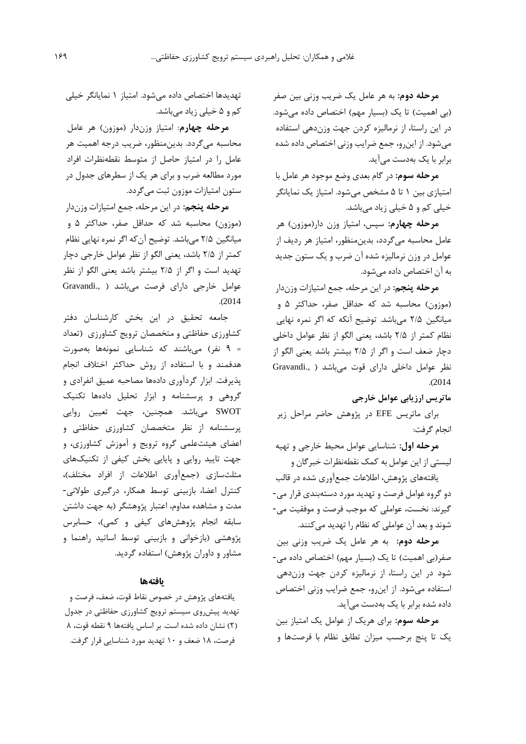**مرحله دوم:** به هر عامل یک ضریب وزنی بین صفر (بی اهمیت) تا یک (بسیار مهم) اختصاص داده می‌شود. در این راستا، از نرمالیزه کردن جهت وزن‌دهی استفاده می‌شود. از این‌رو، جمع ضرایب وزنی اختصاص داده شده برابر با یک به‌دست می‌آید.

**مرحله سوم:** در گام بعدی وضع موجود هر عامل با امتیازی بین ۱ تا ۵ مشخص می‌شود. امتیاز یک نمایانگر خیلی کم و ۵ خیلی زیاد می‌باشد.

**مرحله چهارم:** سپس، امتیاز وزن دار(موزون) هر عامل محاسبه می‌گردد، بدین‌منظور، امتیاز هر ردیف از عوامل در وزن نرمالیزه شده آن ضرب و یک ستون جدید به آن اختصاص داده می‌شود.

**مرحله پنجم:** در این مرحله، جمع امتیازات وزن‌دار (موزون) محاسبه شد که حداقل صفر، حداکثر ۵ و میانگین ۲/۵ می‌باشد. توضیح آنکه که اگر نمره نهایی نظام کمتر از ۲/۵ باشد، یعنی الگو از نظر عوامل داخلی دچار ضعف است و اگر از ۲/۵ بیشتر باشد یعنی الگو از نظر عوامل داخلی دارای قوت می‌باشد (Gravandi., 2014).

**ماتریس ارزیابی عوامل خارجی**

برای ماتریس EFE در پژوهش حاضر مراحل زیر انجام گرفت:

**مرحله اول:** شناسایی عوامل محیط خارجی و تهیه لیستی از این عوامل به کمک نقطه‌نظرات خبرگان و یافته‌های پژوهش، اطلاعات جمع‌آوری شده در قالب دو گروه عوامل فرصت و تهدید مورد دسته‌بندی قرار می‌گیرند: نخست، عواملی که موجب فرصت و موفقیت می‌شوند و بعد آن عواملی که نظام را تهدید می‌کنند.

**مرحله دوم:** به هر عامل یک ضریب وزنی بین صفر(بی اهمیت) تا یک (بسیار مهم) اختصاص داده می‌شود در این راستا، از نرمالیزه کردن جهت وزن‌دهی استفاده می‌شود. از این‌رو، جمع ضرایب وزنی اختصاص داده شده برابر با یک به‌دست می‌آید.

**مرحله سوم:** برای هریک از عوامل یک امتیاز بین یک تا پنج برحسب میزان تطابق نظام با فرصت‌ها و تهدیدها اختصاص داده می‌شود. امتیاز ۱ نمایانگر خیلی کم و ۵ خیلی زیاد می‌باشد.

**مرحله چهارم**: امتیاز وزن‌دار (موزون) هر عامل محاسبه می‌گردد. بدین‌منظور، ضریب درجه اهمیت هر عامل را در امتیاز حاصل از متوسط نقطه‌نظرات افراد مورد مطالعه ضرب و برای هر یک از سطرهای جدول در ستون امتیازات موزون ثبت می‌گردد.

**مرحله پنجم**: در این مرحله، جمع امتیازات وزن‌دار (موزون) محاسبه شد که حداقل صفر، حداکثر ۵ و میانگین ۲/۵ می‌باشد. توضیح آن‌که اگر نمره نهایی نظام کمتر از ۲/۵ باشد، یعنی الگو از نظر عوامل خارجی دچار تهدید است و اگر از ۲/۵ بیشتر باشد یعنی الگو از نظر عوامل خارجی دارای فرصت می‌باشد (Gravandi., 2014).

جامعه تحقیق در این بخش کارشناسان دفتر کشاورزی حفاظتی و متخصصان ترویج کشاورزی (تعداد = ۹ نفر) می‌باشند که شناسایی نمونه‌ها به‌صورت هدفمند و با استفاده از روش حداکثر اختلاف انجام پذیرفت. ابزار گردآوری داده‌ها مصاحبه عمیق انفرادی و گروهی و پرسشنامه و ابزار تحلیل داده‌ها تکنیک SWOT می‌باشد. همچنین، جهت تعیین روایی پرسشنامه از نظر متخصصان کشاورزی حفاظتی و اعضای هیئت‌علمی گروه ترویج و آموزش کشاورزی، و جهت تایید روایی و پایایی بخش کیفی از تکنیک‌های مثلث‌سازی (جمع‌آوری اطلاعات از افراد مختلف)، کنترل اعضا، بازبینی توسط همکار، درگیری طولانی-مدت و مشاهده مداوم، اعتبار پژوهشگر (به جهت داشتن سابقه انجام پژوهش‌های کیفی و کمی)، حسابرس پژوهشی (بازخوانی و بازبینی توسط اساتید راهنما و مشاور و داوران پژوهش) استفاده گردید.

## یافته‌ها

یافته‌های پژوهش در خصوص نقاط قوت، ضعف، فرصت و تهدید پیش‌روی سیستم ترویج کشاورزی حفاظتی در جدول (۲) نشان داده شده است. بر اساس یافته‌ها ۹ نقطه قوت، ۸ فرصت، ۱۸ ضعف و ۱۰ تهدید مورد شناسایی قرار گرفت.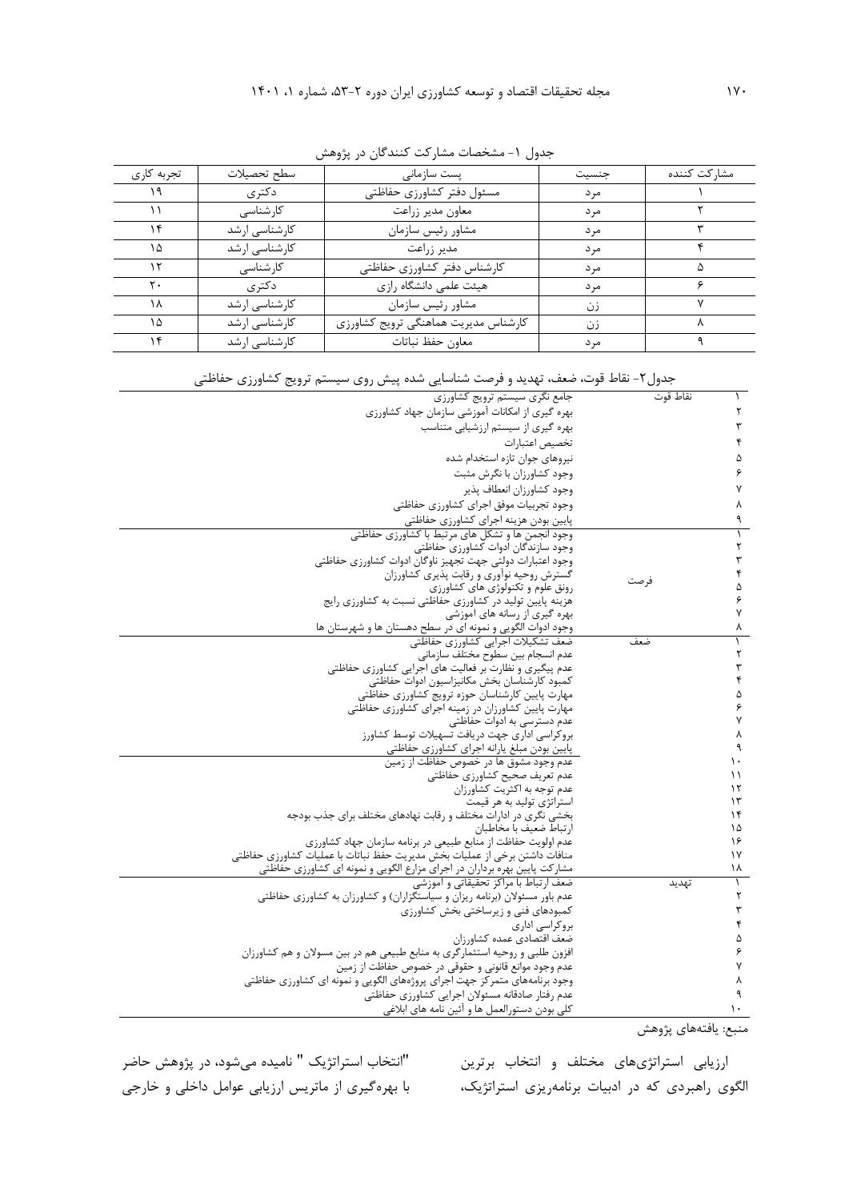جدول ۱- مشخصات مشارکت کنندگان در پژوهش

| مشارکت کننده | جنسیت | پست سازمانی | سطح تحصیلات | تجربه کاری |
|---|---|---|---|---|
| ۱ | مرد | مسئول دفتر کشاورزی حفاظتی | دکتری | ۱۹ |
| ۲ | مرد | معاون مدیر زراعت | کارشناسی | ۱۱ |
| ۳ | مرد | مشاور رئیس سازمان | کارشناسی ارشد | ۱۴ |
| ۴ | مرد | مدیر زراعت | کارشناسی ارشد | ۱۵ |
| ۵ | مرد | کارشناس دفتر کشاورزی حفاظتی | کارشناسی | ۱۲ |
| ۶ | مرد | هیئت علمی دانشگاه رازی | دکتری | ۲۰ |
| ۷ | زن | مشاور رئیس سازمان | کارشناسی ارشد | ۱۸ |
| ۸ | زن | کارشناس مدیریت هماهنگی ترویج کشاورزی | کارشناسی ارشد | ۱۵ |
| ۹ | مرد | معاون حفظ نباتات | کارشناسی ارشد | ۱۴ |

جدول۲- نقاط قوت، ضعف، تهدید و فرصت شناسایی شده پیش روی سیستم ترویج کشاورزی حفاظتی

| | | |
|---|---|---|
| ۱ | نقاط قوت | جامع نگری سیستم ترویج کشاورزی |
| ۲ | | بهره گیری از امکانات آموزشی سازمان جهاد کشاورزی |
| ۳ | | بهره گیری از سیستم ارزشیابی متناسب |
| ۴ | | تخصیص اعتبارات |
| ۵ | | نیروهای جوان تازه استخدام شده |
| ۶ | | وجود کشاورزان با نگرش مثبت |
| ۷ | | وجود کشاورزان انعطاف پذیر |
| ۸ | | وجود تجربیات موفق اجرای کشاورزی حفاظتی |
| ۹ | | پایین بودن هزینه اجرای کشاورزی حفاظتی |
| ۱ | فرصت | وجود انجمن ها و تشکل های مرتبط با کشاورزی حفاظتی |
| ۲ | | وجود سازندگان ادوات کشاورزی حفاظتی |
| ۳ | | وجود اعتبارات دولتی جهت تجهیز ناوگان ادوات کشاورزی حفاظتی |
| ۴ | | گسترش روحیه نوآوری و رقابت پذیری کشاورزان |
| ۵ | | رونق علوم و تکنولوژی های کشاورزی |
| ۶ | | هزینه پایین تولید در کشاورزی حفاظتی نسبت به کشاورزی رایج |
| ۷ | | بهره گیری از رسانه های آموزشی |
| ۸ | | وجود ادوات الگویی و نمونه ای در سطح دهستان ها و شهرستان ها |
| ۱ | ضعف | ضعف تشکیلات اجرایی کشاورزی حفاظتی |
| ۲ | | عدم انسجام بین سطوح مختلف سازمانی |
| ۳ | | عدم پیگیری و نظارت بر فعالیت های اجرایی کشاورزی حفاظتی |
| ۴ | | کمبود کارشناسان بخش مکانیزاسیون ادوات حفاظتی |
| ۵ | | مهارت پایین کارشناسان حوزه ترویج کشاورزی حفاظتی |
| ۶ | | مهارت پایین کشاورزان در زمینه اجرای کشاورزی حفاظتی |
| ۷ | | عدم دسترسی به ادوات حفاظتی |
| ۸ | | بروکراسی اداری جهت دریافت تسهیلات توسط کشاورز |
| ۹ | | پایین بودن مبلغ یارانه اجرای کشاورزی حفاظتی |
| ۱۰ | | عدم وجود مشوق ها در خصوص حفاظت از زمین |
| ۱۱ | | عدم تعریف صحیح کشاورزی حفاظتی |
| ۱۲ | | عدم توجه به اکثریت کشاورزان |
| ۱۳ | | استراتژی تولید به هر قیمت |
| ۱۴ | | بخشی نگری در ادارات مختلف و رقابت نهادهای مختلف برای جذب بودجه |
| ۱۵ | | ارتباط ضعیف با مخاطبان |
| ۱۶ | | عدم اولویت حفاظت از منابع طبیعی در برنامه سازمان جهاد کشاورزی |
| ۱۷ | | منافات داشتن برخی از عملیات بخش مدیریت حفظ نباتات با عملیات کشاورزی حفاظتی |
| ۱۸ | | مشارکت پایین بهره برداران در اجرای مزارع الگویی و نمونه ای کشاورزی حفاظتی |
| ۱ | تهدید | ضعف ارتباط با مراکز تحقیقاتی و آموزشی |
| ۲ | | عدم باور مسئولان (برنامه ریزان و سیاستگزاران) و کشاورزان به کشاورزی حفاظتی |
| ۳ | | کمبودهای فنی و زیرساختی بخش کشاورزی |
| ۴ | | بروکراسی اداری |
| ۵ | | ضعف اقتصادی عمده کشاورزان |
| ۶ | | افزون طلبی و روحیه استثمارگری به منابع طبیعی هم در بین مسولان و هم کشاورزان |
| ۷ | | عدم وجود موانع قانونی و حقوقی در خصوص حفاظت از زمین |
| ۸ | | وجود برنامه‌های متمرکز جهت اجرای پروژه‌های الگویی و نمونه ای کشاورزی حفاظتی |
| ۹ | | عدم رفتار صادقانه مسئولان اجرایی کشاورزی حفاظتی |
| ۱۰ | | کلی بودن دستورالعمل ها و آئین نامه های ابلاغی |

منبع: یافته‌های پژوهش

ارزیابی استراتژی‌های مختلف و انتخاب برترین الگوی راهبردی که در ادبیات برنامه‌ریزی استراتژیک، "انتخاب استراتژیک " نامیده می‌شود، در پژوهش حاضر با بهره‌گیری از ماتریس ارزیابی عوامل داخلی و خارجی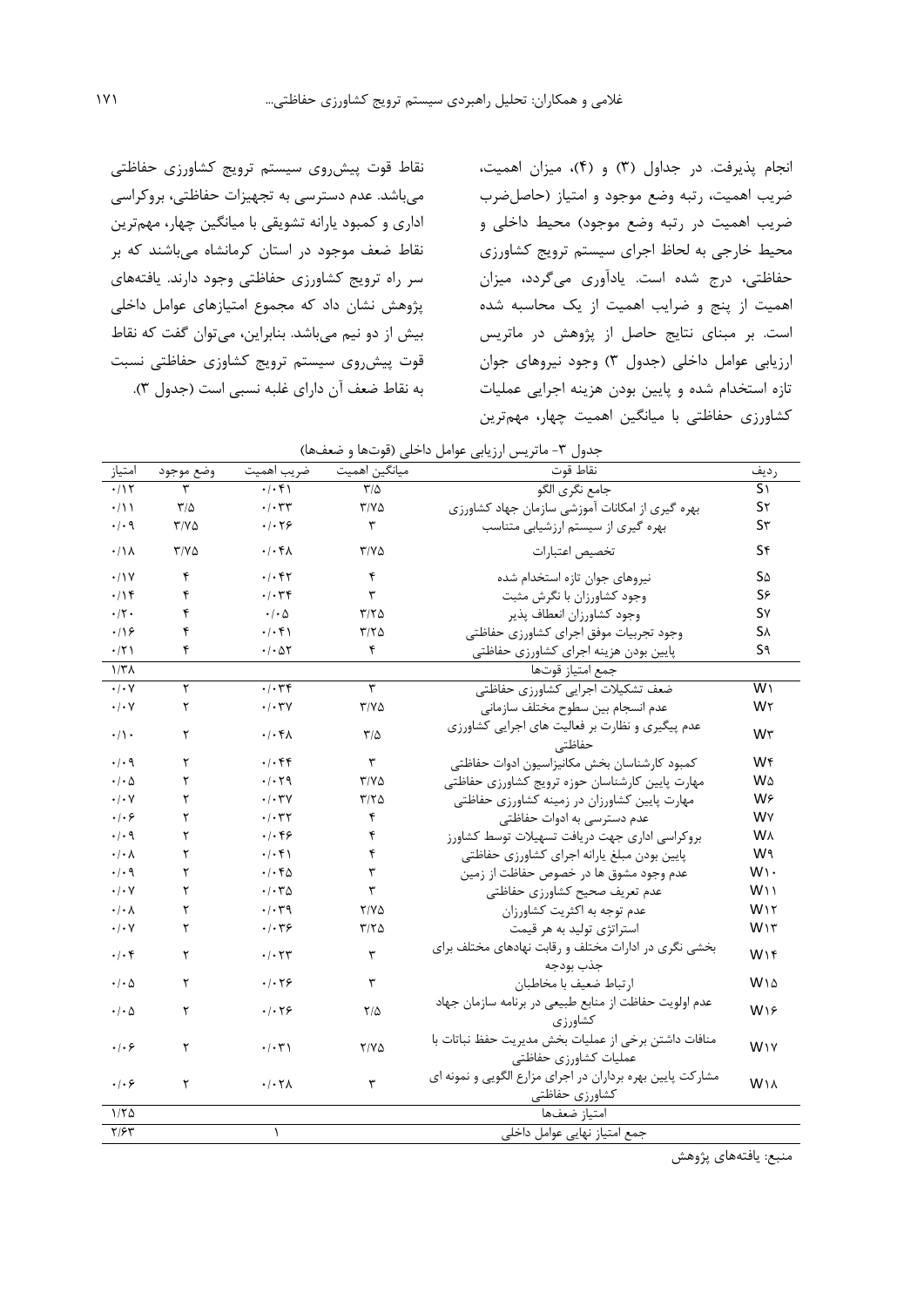انجام پذیرفت. در جداول (۳) و (۴)، میزان اهمیت، ضریب اهمیت، رتبه وضع موجود و امتیاز (حاصل‌ضرب ضریب اهمیت در رتبه وضع موجود) محیط داخلی و محیط خارجی به لحاظ اجرای سیستم ترویج کشاورزی حفاظتی، درج شده است. یادآوری می‌گردد، میزان اهمیت از پنج و ضرایب اهمیت از یک محاسبه شده است. بر مبنای نتایج حاصل از پژوهش در ماتریس ارزیابی عوامل داخلی (جدول ۳) وجود نیروهای جوان تازه استخدام شده و پایین بودن هزینه اجرایی عملیات کشاورزی حفاظتی با میانگین اهمیت چهار، مهم‌ترین نقاط قوت پیش‌روی سیستم ترویج کشاورزی حفاظتی می‌باشد. عدم دسترسی به تجهیزات حفاظتی، بروکراسی اداری و کمبود یارانه تشویقی با میانگین چهار، مهم‌ترین نقاط ضعف موجود در استان کرمانشاه می‌باشند که بر سر راه ترویج کشاورزی حفاظتی وجود دارند. یافته‌های پژوهش نشان داد که مجموع امتیازهای عوامل داخلی بیش از دو نیم می‌باشد. بنابراین، می‌توان گفت که نقاط قوت پیش‌روی سیستم ترویج کشاوزی حفاظتی نسبت به نقاط ضعف آن دارای غلبه نسبی است (جدول ۳).

جدول ۳- ماتریس ارزیابی عوامل داخلی (قوت‌ها و ضعف‌ها)

| ردیف | نقاط قوت | میانگین اهمیت | ضریب اهمیت | وضع موجود | امتیاز |
|---|---|---|---|---|---|
| S۱ | جامع نگری الگو | ۳/۵ | ۰/۰۴۱ | ۳ | ۰/۱۲ |
| S۲ | بهره گیری از امکانات آموزشی سازمان جهاد کشاورزی | ۳/۷۵ | ۰/۰۳۳ | ۳/۵ | ۰/۱۱ |
| S۳ | بهره گیری از سیستم ارزشیابی متناسب | ۳ | ۰/۰۲۶ | ۳/۷۵ | ۰/۰۹ |
| S۴ | تخصیص اعتبارات | ۳/۷۵ | ۰/۰۴۸ | ۳/۷۵ | ۰/۱۸ |
| S۵ | نیروهای جوان تازه استخدام شده | ۴ | ۰/۰۴۲ | ۴ | ۰/۱۷ |
| S۶ | وجود کشاورزان با نگرش مثبت | ۳ | ۰/۰۳۴ | ۴ | ۰/۱۴ |
| S۷ | وجود کشاورزان انعطاف پذیر | ۳/۲۵ | ۰/۰۵ | ۴ | ۰/۲۰ |
| S۸ | وجود تجربیات موفق اجرای کشاورزی حفاظتی | ۳/۲۵ | ۰/۰۴۱ | ۴ | ۰/۱۶ |
| S۹ | پایین بودن هزینه اجرای کشاورزی حفاظتی | ۴ | ۰/۰۵۲ | ۴ | ۰/۲۱ |
| | جمع امتیاز قوت‌ها | | | | ۱/۳۸ |
| W۱ | ضعف تشکیلات اجرایی کشاورزی حفاظتی | ۳ | ۰/۰۳۴ | ۲ | ۰/۰۷ |
| W۲ | عدم انسجام بین سطوح مختلف سازمانی | ۳/۷۵ | ۰/۰۳۷ | ۲ | ۰/۰۷ |
| W۳ | عدم پیگیری و نظارت بر فعالیت های اجرایی کشاورزی حفاظتی | ۳/۵ | ۰/۰۴۸ | ۲ | ۰/۱۰ |
| W۴ | کمبود کارشناسان بخش مکانیزاسیون ادوات حفاظتی | ۳ | ۰/۰۴۴ | ۲ | ۰/۰۹ |
| W۵ | مهارت پایین کارشناسان حوزه ترویج کشاورزی حفاظتی | ۳/۷۵ | ۰/۰۲۹ | ۲ | ۰/۰۵ |
| W۶ | مهارت پایین کشاورزان در زمینه کشاورزی حفاظتی | ۳/۲۵ | ۰/۰۳۷ | ۲ | ۰/۰۷ |
| W۷ | عدم دسترسی به ادوات حفاظتی | ۴ | ۰/۰۳۲ | ۲ | ۰/۰۶ |
| W۸ | بروکراسی اداری جهت دریافت تسهیلات توسط کشاورز | ۴ | ۰/۰۴۶ | ۲ | ۰/۰۹ |
| W۹ | پایین بودن مبلغ یارانه اجرای کشاورزی حفاظتی | ۴ | ۰/۰۴۱ | ۲ | ۰/۰۸ |
| W۱۰ | عدم وجود مشوق ها در خصوص حفاظت از زمین | ۳ | ۰/۰۴۵ | ۲ | ۰/۰۹ |
| W۱۱ | عدم تعریف صحیح کشاورزی حفاظتی | ۳ | ۰/۰۳۵ | ۲ | ۰/۰۷ |
| W۱۲ | عدم توجه به اکثریت کشاورزان | ۲/۷۵ | ۰/۰۳۹ | ۲ | ۰/۰۸ |
| W۱۳ | استراتژی تولید به هر قیمت | ۳/۲۵ | ۰/۰۳۶ | ۲ | ۰/۰۷ |
| W۱۴ | بخشی نگری در ادارات مختلف و رقابت نهادهای مختلف برای جذب بودجه | ۳ | ۰/۰۲۳ | ۲ | ۰/۰۴ |
| W۱۵ | ارتباط ضعیف با مخاطبان | ۳ | ۰/۰۲۶ | ۲ | ۰/۰۵ |
| W۱۶ | عدم اولویت حفاظت از منابع طبیعی در برنامه سازمان جهاد کشاورزی | ۲/۵ | ۰/۰۲۶ | ۲ | ۰/۰۵ |
| W۱۷ | منافات داشتن برخی از عملیات بخش مدیریت حفظ نباتات با عملیات کشاورزی حفاظتی | ۲/۷۵ | ۰/۰۳۱ | ۲ | ۰/۰۶ |
| W۱۸ | مشارکت پایین بهره برداران در اجرای مزارع الگویی و نمونه ای کشاورزی حفاظتی | ۳ | ۰/۰۲۸ | ۲ | ۰/۰۶ |
| | امتیاز ضعف‌ها | | | | ۱/۲۵ |
| | جمع امتیاز نهایی عوامل داخلی | | ۱ | | ۲/۶۳ |

منبع: یافته‌های پژوهش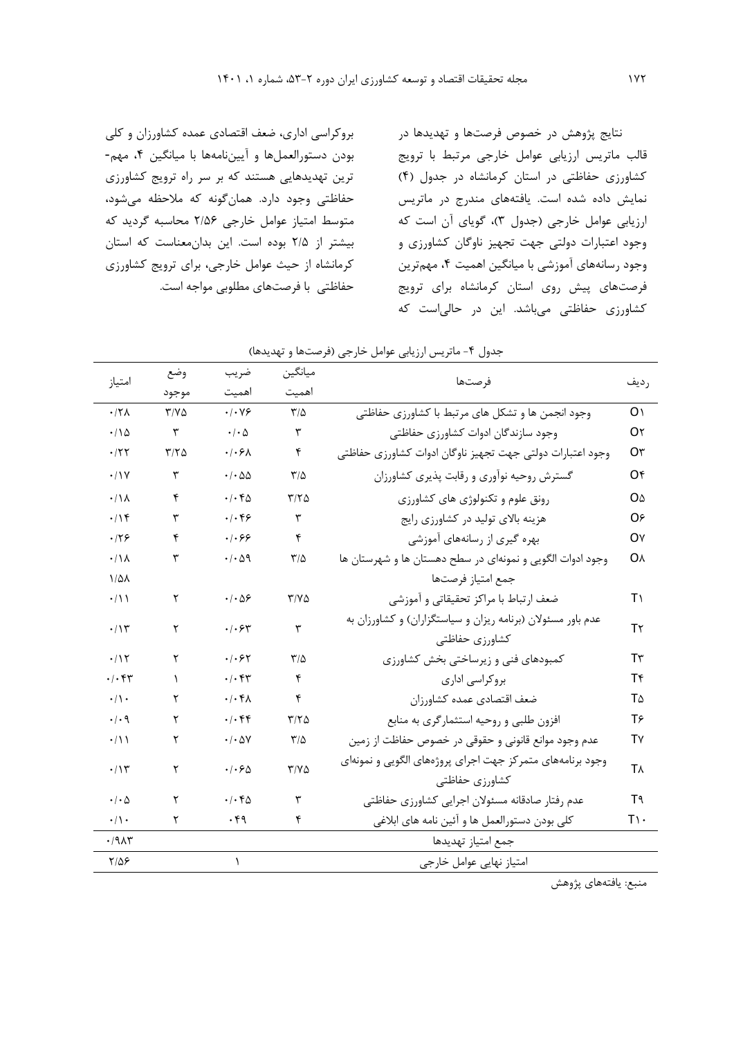نتایج پژوهش در خصوص فرصت‌ها و تهدیدها در قالب ماتریس ارزیابی عوامل خارجی مرتبط با ترویج کشاورزی حفاظتی در استان کرمانشاه در جدول (۴) نمایش داده شده است. یافته‌های مندرج در ماتریس ارزیابی عوامل خارجی (جدول ۳)، گویای آن است که وجود اعتبارات دولتی جهت تجهیز ناوگان کشاورزی و وجود رسانه‌های آموزشی با میانگین اهمیت ۴، مهم‌ترین فرصت‌های پیش روی استان کرمانشاه برای ترویج کشاورزی حفاظتی می‌باشد. این در حالی‌است که بروکراسی اداری، ضعف اقتصادی عمده کشاورزان و کلی بودن دستورالعمل‌ها و آیین‌نامه‌ها با میانگین ۴، مهم‌ترین تهدیدهایی هستند که بر سر راه ترویج کشاورزی حفاظتی وجود دارد. همان‌گونه که ملاحظه می‌شود، متوسط امتیاز عوامل خارجی ۲/۵۶ محاسبه گردید که بیشتر از ۲/۵ بوده است. این بدان‌معناست که استان کرمانشاه از حیث عوامل خارجی، برای ترویج کشاورزی حفاظتی با فرصت‌های مطلوبی مواجه است.

جدول ۴- ماتریس ارزیابی عوامل خارجی (فرصت‌ها و تهدیدها)

| ردیف | فرصت‌ها | میانگین اهمیت | ضریب اهمیت | وضع موجود | امتیاز |
|---|---|---|---|---|---|
| O۱ | وجود انجمن ها و تشکل های مرتبط با کشاورزی حفاظتی | ۳/۵ | ۰/۰۷۶ | ۳/۷۵ | ۰/۲۸ |
| O۲ | وجود سازندگان ادوات کشاورزی حفاظتی | ۳ | ۰/۰۵ | ۳ | ۰/۱۵ |
| O۳ | وجود اعتبارات دولتی جهت تجهیز ناوگان ادوات کشاورزی حفاظتی | ۴ | ۰/۰۶۸ | ۳/۲۵ | ۰/۲۲ |
| O۴ | گسترش روحیه نوآوری و رقابت پذیری کشاورزان | ۳/۵ | ۰/۰۵۵ | ۳ | ۰/۱۷ |
| O۵ | رونق علوم و تکنولوژی های کشاورزی | ۳/۲۵ | ۰/۰۴۵ | ۴ | ۰/۱۸ |
| O۶ | هزینه بالای تولید در کشاورزی رایج | ۳ | ۰/۰۴۶ | ۳ | ۰/۱۴ |
| O۷ | بهره گیری از رسانه‌های آموزشی | ۴ | ۰/۰۶۶ | ۴ | ۰/۲۶ |
| O۸ | وجود ادوات الگویی و نمونه‌ای در سطح دهستان ها و شهرستان ها | ۳/۵ | ۰/۰۵۹ | ۳ | ۰/۱۸ |
| | جمع امتیاز فرصت‌ها | | | | ۱/۵۸ |
| T۱ | ضعف ارتباط با مراکز تحقیقاتی و آموزشی | ۳/۷۵ | ۰/۰۵۶ | ۲ | ۰/۱۱ |
| T۲ | عدم باور مسئولان (برنامه ریزان و سیاستگزاران) و کشاورزان به کشاورزی حفاظتی | ۳ | ۰/۰۶۳ | ۲ | ۰/۱۳ |
| T۳ | کمبودهای فنی و زیرساختی بخش کشاورزی | ۳/۵ | ۰/۰۶۲ | ۲ | ۰/۱۲ |
| T۴ | بروکراسی اداری | ۴ | ۰/۰۴۳ | ۱ | ۰/۰۴۳ |
| T۵ | ضعف اقتصادی عمده کشاورزان | ۴ | ۰/۰۴۸ | ۲ | ۰/۱۰ |
| T۶ | افزون طلبی و روحیه استثمارگری به منابع | ۳/۲۵ | ۰/۰۴۴ | ۲ | ۰/۰۹ |
| T۷ | عدم وجود موانع قانونی و حقوقی در خصوص حفاظت از زمین | ۳/۵ | ۰/۰۵۷ | ۲ | ۰/۱۱ |
| T۸ | وجود برنامه‌های متمرکز جهت اجرای پروژه‌های الگویی و نمونه‌ای کشاورزی حفاظتی | ۳/۷۵ | ۰/۰۶۵ | ۲ | ۰/۱۳ |
| T۹ | عدم رفتار صادقانه مسئولان اجرایی کشاورزی حفاظتی | ۳ | ۰/۰۴۵ | ۲ | ۰/۰۵ |
| T۱۰ | کلی بودن دستورالعمل ها و آئین نامه های ابلاغی | ۴ | ۰۴۹ | ۲ | ۰/۱۰ |
| | جمع امتیاز تهدیدها | | | | ۰/۹۸۳ |
| | امتیاز نهایی عوامل خارجی | | ۱ | | ۲/۵۶ |

منبع: یافته‌های پژوهش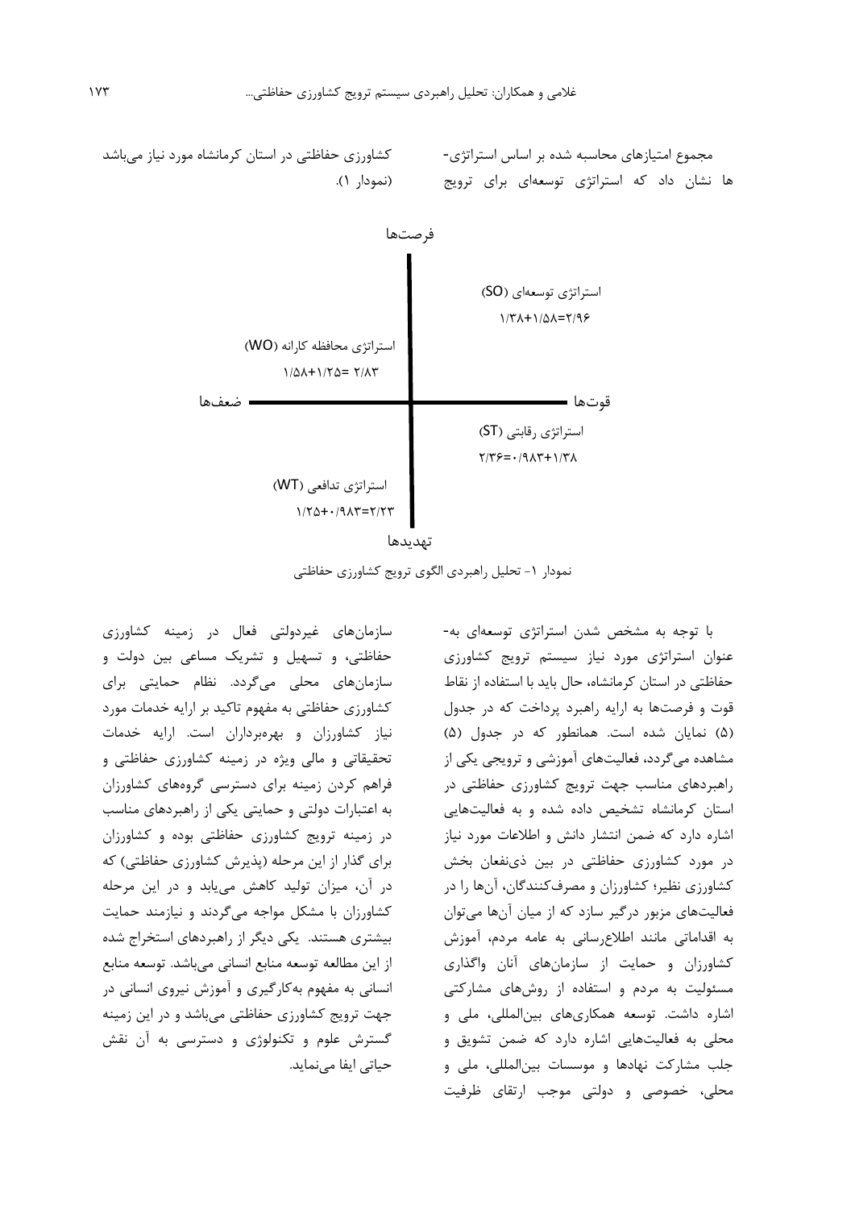مجموع امتیازهای محاسبه شده بر اساس استراتژی‌ها نشان داد که استراتژی توسعه‌ای برای ترویج کشاورزی حفاظتی در استان کرمانشاه مورد نیاز می‌باشد (نمودار ۱).

فرصت‌ها

| استراتژی محافظه کارانه (WO) | استراتژی توسعه‌ای (SO) |
| --- | --- |
| ۱/۵۸+۱/۲۵= ۲/۸۳ | ۱/۳۸+۱/۵۸=۲/۹۶ |
| استراتژی تدافعی (WT) | استراتژی رقابتی (ST) |
| ۱/۲۵+۰/۹۸۳=۲/۲۳ | ۲/۳۶=۰/۹۸۳+۱/۳۸ |

ضعف‌ها — قوت‌ها

تهدیدها

نمودار ۱- تحلیل راهبردی الگوی ترویج کشاورزی حفاظتی

با توجه به مشخص شدن استراتژی توسعه‌ای به‌عنوان استراتژی مورد نیاز سیستم ترویج کشاورزی حفاظتی در استان کرمانشاه، حال باید با استفاده از نقاط قوت و فرصت‌ها به ارایه راهبرد پرداخت که در جدول (۵) نمایان شده است. همانطور که در جدول (۵) مشاهده می‌گردد، فعالیت‌های آموزشی و ترویجی یکی از راهبردهای مناسب جهت ترویج کشاورزی حفاظتی در استان کرمانشاه تشخیص داده شده و به فعالیت‌هایی اشاره دارد که ضمن انتشار دانش و اطلاعات مورد نیاز در مورد کشاورزی حفاظتی در بین ذی‌نفعان بخش کشاورزی نظیر؛ کشاورزان و مصرف‌کنندگان، آن‌ها را در فعالیت‌های مزبور درگیر سازد که از میان آن‌ها می‌توان به اقداماتی مانند اطلاع‌رسانی به عامه مردم، آموزش کشاورزان و حمایت از سازمان‌های آنان واگذاری مسئولیت به مردم و استفاده از روش‌های مشارکتی اشاره داشت. توسعه همکاری‌های بین‌المللی، ملی و محلی به فعالیت‌هایی اشاره دارد که ضمن تشویق و جلب مشارکت نهادها و موسسات بین‌المللی، ملی و محلی، خصوصی و دولتی موجب ارتقای ظرفیت سازمان‌های غیردولتی فعال در زمینه کشاورزی حفاظتی، و تسهیل و تشریک مساعی بین دولت و سازمان‌های محلی می‌گردد. نظام حمایتی برای کشاورزی حفاظتی به مفهوم تاکید بر ارایه خدمات مورد نیاز کشاورزان و بهره‌برداران است. ارایه خدمات تحقیقاتی و مالی ویژه در زمینه کشاورزی حفاظتی و فراهم کردن زمینه برای دسترسی گروه‌های کشاورزان به اعتبارات دولتی و حمایتی یکی از راهبردهای مناسب در زمینه ترویج کشاورزی حفاظتی بوده و کشاورزان برای گذار از این مرحله (پذیرش کشاورزی حفاظتی) که در آن، میزان تولید کاهش می‌یابد و در این مرحله کشاورزان با مشکل مواجه می‌گردند و نیازمند حمایت بیشتری هستند. یکی دیگر از راهبردهای استخراج شده از این مطالعه توسعه منابع انسانی می‌باشد. توسعه منابع انسانی به مفهوم به‌کارگیری و آموزش نیروی انسانی در جهت ترویج کشاورزی حفاظتی می‌باشد و در این زمینه گسترش علوم و تکنولوژی و دسترسی به آن نقش حیاتی ایفا می‌نماید.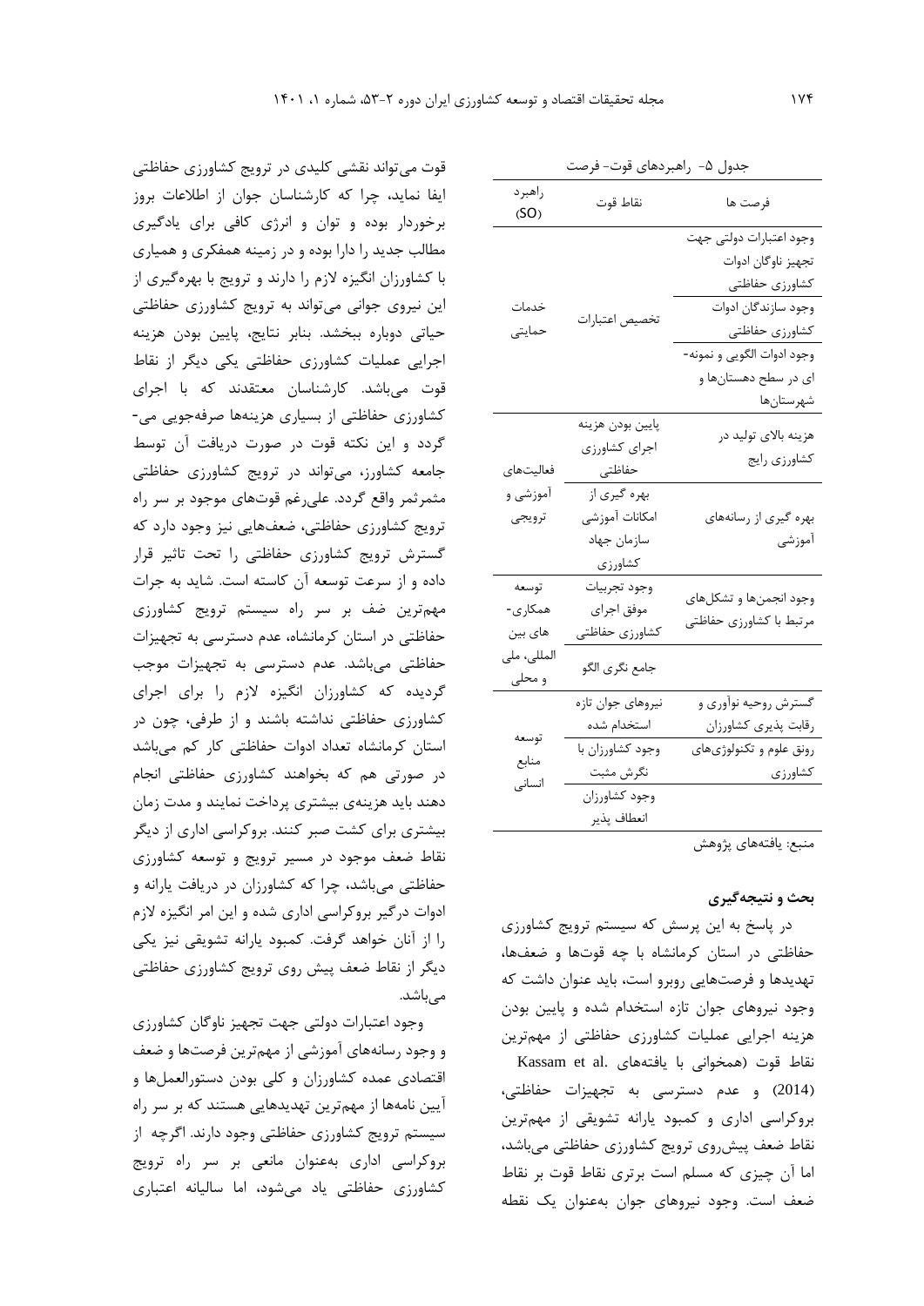جدول ۵- راهبردهای قوت- فرصت

| راهبرد (SO) | نقاط قوت | فرصت ها |
|---|---|---|
| خدمات حمایتی | تخصیص اعتبارات | وجود اعتبارات دولتی جهت تجهیز ناوگان ادوات کشاورزی حفاظتی |
| | | وجود سازندگان ادوات کشاورزی حفاظتی |
| | | وجود ادوات الگویی و نمونه‌ای در سطح دهستان‌ها و شهرستان‌ها |
| فعالیت‌های آموزشی و ترویجی | پایین بودن هزینه اجرای کشاورزی حفاظتی | هزینه بالای تولید در کشاورزی رایج |
| | بهره گیری از امکانات آموزشی سازمان جهاد کشاورزی | بهره گیری از رسانه‌های آموزشی |
| توسعه همکاری‌های بین المللی، ملی و محلی | وجود تجربیات موفق اجرای کشاورزی حفاظتی | وجود انجمن‌ها و تشکل‌های مرتبط با کشاورزی حفاظتی |
| | جامع نگری الگو | |
| توسعه منابع انسانی | نیروهای جوان تازه استخدام شده | گسترش روحیه نوآوری و رقابت پذیری کشاورزان |
| | وجود کشاورزان با نگرش مثبت | رونق علوم و تکنولوژی‌های کشاورزی |
| | وجود کشاورزان انعطاف پذیر | |

منبع: یافته‌های پژوهش

## بحث و نتیجه‌گیری

در پاسخ به این پرسش که سیستم ترویج کشاورزی حفاظتی در استان کرمانشاه با چه قوت‌ها و ضعف‌ها، تهدیدها و فرصت‌هایی روبرو است، باید عنوان داشت که وجود نیروهای جوان تازه استخدام شده و پایین بودن هزینه اجرایی عملیات کشاورزی حفاظتی از مهم‌ترین نقاط قوت (همخوانی با یافته‌های Kassam et al. (2014) و عدم دسترسی به تجهیزات حفاظتی، بروکراسی اداری و کمبود یارانه تشویقی از مهم‌ترین نقاط ضعف پیش‌روی ترویج کشاورزی حفاظتی می‌باشد، اما آن چیزی که مسلم است برتری نقاط قوت بر نقاط ضعف است. وجود نیروهای جوان به‌عنوان یک نقطه قوت می‌تواند نقشی کلیدی در ترویج کشاورزی حفاظتی ایفا نماید، چرا که کارشناسان جوان از اطلاعات بروز برخوردار بوده و توان و انرژی کافی برای یادگیری مطالب جدید را دارا بوده و در زمینه همفکری و همیاری با کشاورزان انگیزه لازم را دارند و ترویج با بهره‌گیری از این نیروی جوانی می‌تواند به ترویج کشاورزی حفاظتی حیاتی دوباره ببخشد. بنابر نتایج، پایین بودن هزینه اجرایی عملیات کشاورزی حفاظتی یکی دیگر از نقاط قوت می‌باشد. کارشناسان معتقدند که با اجرای کشاورزی حفاظتی از بسیاری هزینه‌ها صرفه‌جویی می‌گردد و این نکته قوت در صورت دریافت آن توسط جامعه کشاورز، می‌تواند در ترویج کشاورزی حفاظتی مثمرثمر واقع گردد. علی‌رغم قوت‌های موجود بر سر راه ترویج کشاورزی حفاظتی، ضعف‌هایی نیز وجود دارد که گسترش ترویج کشاورزی حفاظتی را تحت تاثیر قرار داده و از سرعت توسعه آن کاسته است. شاید به جرات مهم‌ترین ضف بر سر راه سیستم ترویج کشاورزی حفاظتی در استان کرمانشاه، عدم دسترسی به تجهیزات حفاظتی می‌باشد. عدم دسترسی به تجهیزات موجب گردیده که کشاورزان انگیزه لازم را برای اجرای کشاورزی حفاظتی نداشته باشند و از طرفی، چون در استان کرمانشاه تعداد ادوات حفاظتی کار کم می‌باشد در صورتی هم که بخواهند کشاورزی حفاظتی انجام دهند باید هزینه‌ی بیشتری پرداخت نمایند و مدت زمان بیشتری برای کشت صبر کنند. بروکراسی اداری از دیگر نقاط ضعف موجود در مسیر ترویج و توسعه کشاورزی حفاظتی می‌باشد، چرا که کشاورزان در دریافت یارانه و ادوات درگیر بروکراسی اداری شده و این امر انگیزه لازم را از آنان خواهد گرفت. کمبود یارانه تشویقی نیز یکی دیگر از نقاط ضعف پیش روی ترویج کشاورزی حفاظتی می‌باشد.

وجود اعتبارات دولتی جهت تجهیز ناوگان کشاورزی و وجود رسانه‌های آموزشی از مهم‌ترین فرصت‌ها و ضعف اقتصادی عمده کشاورزان و کلی بودن دستورالعمل‌ها و آیین نامه‌ها از مهم‌ترین تهدیدهایی هستند که بر سر راه سیستم ترویج کشاورزی حفاظتی وجود دارند. اگرچه از بروکراسی اداری به‌عنوان مانعی بر سر راه ترویج کشاورزی حفاظتی یاد می‌شود، اما سالیانه اعتباری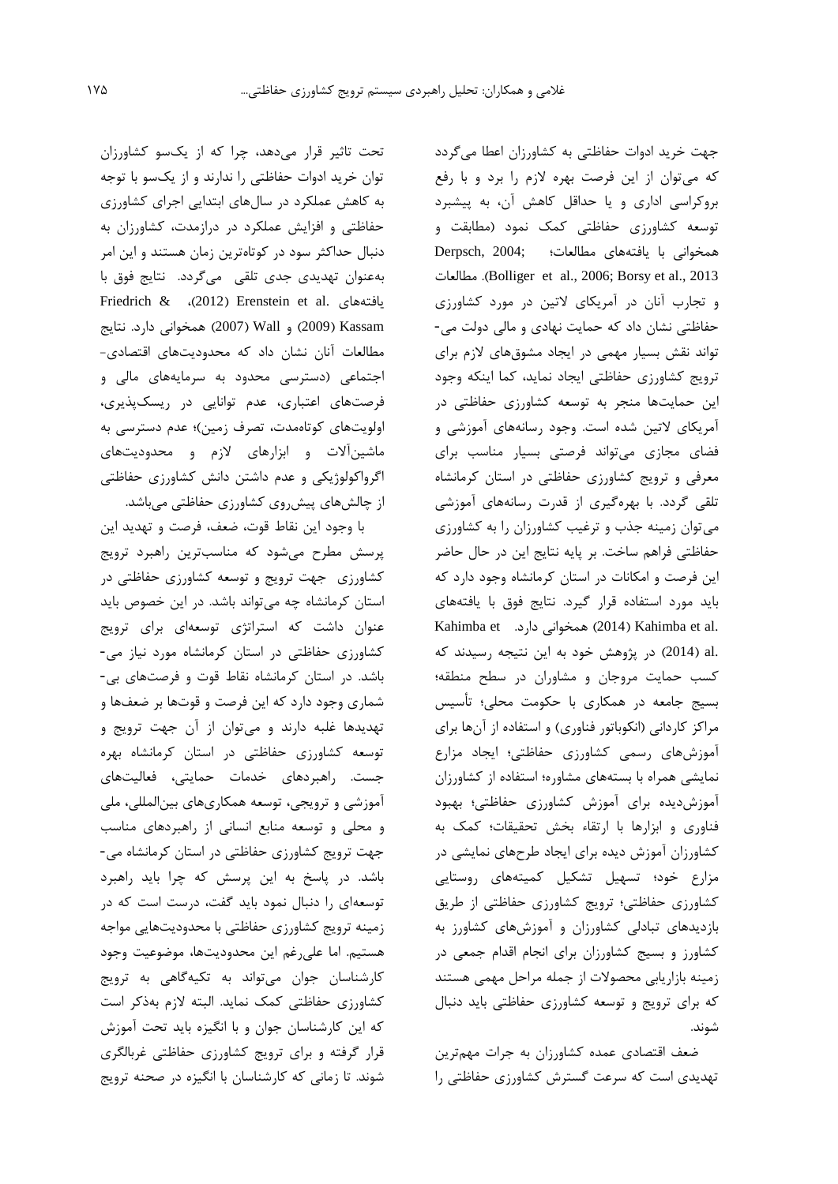جهت خرید ادوات حفاظتی به کشاورزان اعطا می‌گردد که می‌توان از این فرصت بهره لازم را برد و با رفع بروکراسی اداری و یا حداقل کاهش آن، به پیشبرد توسعه کشاورزی حفاظتی کمک نمود (مطابقت و همخوانی با یافته‌های مطالعات؛ Derpsch, 2004; Bolliger et al., 2006; Borsy et al., 2013). مطالعات و تجارب آنان در آمریکای لاتین در مورد کشاورزی حفاظتی نشان داد که حمایت نهادی و مالی دولت می‌تواند نقش بسیار مهمی در ایجاد مشوق‌های لازم برای ترویج کشاورزی حفاظتی ایجاد نماید، کما اینکه وجود این حمایت‌ها منجر به توسعه کشاورزی حفاظتی در آمریکای لاتین شده است. وجود رسانه‌های آموزشی و فضای مجازی می‌تواند فرصتی بسیار مناسب برای معرفی و ترویج کشاورزی حفاظتی در استان کرمانشاه تلقی گردد. با بهره‌گیری از قدرت رسانه‌های آموزشی می‌توان زمینه جذب و ترغیب کشاورزان را به کشاورزی حفاظتی فراهم ساخت. بر پایه نتایج این در حال حاضر این فرصت و امکانات در استان کرمانشاه وجود دارد که باید مورد استفاده قرار گیرد. نتایج فوق با یافته‌های Kahimba et al. (2014) همخوانی دارد. Kahimba et al. (2014) در پژوهش خود به این نتیجه رسیدند که کسب حمایت مروجان و مشاوران در سطح منطقه؛ بسیج جامعه در همکاری با حکومت محلی؛ تأسیس مراکز کاردانی (انکوباتور فناوری) و استفاده از آن‌ها برای آموزش‌های رسمی کشاورزی حفاظتی؛ ایجاد مزارع نمایشی همراه با بسته‌های مشاوره؛ استفاده از کشاورزان آموزش‌دیده برای آموزش کشاورزی حفاظتی؛ بهبود فناوری و ابزارها با ارتقاء بخش تحقیقات؛ کمک به کشاورزان آموزش دیده برای ایجاد طرح‌های نمایشی در مزارع خود؛ تسهیل تشکیل کمیته‌های روستایی کشاورزی حفاظتی؛ ترویج کشاورزی حفاظتی از طریق بازدیدهای تبادلی کشاورزان و آموزش‌های کشاورز به کشاورز و بسیج کشاورزان برای انجام اقدام جمعی در زمینه بازاریابی محصولات از جمله مراحل مهمی هستند که برای ترویج و توسعه کشاورزی حفاظتی باید دنبال شوند.

ضعف اقتصادی عمده کشاورزان به جرات مهم‌ترین تهدیدی است که سرعت گسترش کشاورزی حفاظتی را تحت تاثیر قرار می‌دهد، چرا که از یک‌سو کشاورزان توان خرید ادوات حفاظتی را ندارند و از یک‌سو با توجه به کاهش عملکرد در سال‌های ابتدایی اجرای کشاورزی حفاظتی و افزایش عملکرد در درازمدت، کشاورزان به دنبال حداکثر سود در کوتاه‌ترین زمان هستند و این امر به‌عنوان تهدیدی جدی تلقی می‌گردد. نتایج فوق با یافته‌های Erenstein et al. (2012)، Friedrich & Kassam (2009) و Wall (2007) همخوانی دارد. نتایج مطالعات آنان نشان داد که محدودیت‌های اقتصادی-اجتماعی (دسترسی محدود به سرمایه‌های مالی و فرصت‌های اعتباری، عدم توانایی در ریسک‌پذیری، اولویت‌های کوتاه‌مدت، تصرف زمین)؛ عدم دسترسی به ماشین‌آلات و ابزارهای لازم و محدودیت‌های اگرواکولوژیکی و عدم داشتن دانش کشاورزی حفاظتی از چالش‌های پیش‌روی کشاورزی حفاظتی می‌باشد.

با وجود این نقاط قوت، ضعف، فرصت و تهدید این پرسش مطرح می‌شود که مناسب‌ترین راهبرد ترویج کشاورزی جهت ترویج و توسعه کشاورزی حفاظتی در استان کرمانشاه چه می‌تواند باشد. در این خصوص باید عنوان داشت که استراتژی توسعه‌ای برای ترویج کشاورزی حفاظتی در استان کرمانشاه مورد نیاز می‌باشد. در استان کرمانشاه نقاط قوت و فرصت‌های بی‌شماری وجود دارد که این فرصت و قوت‌ها بر ضعف‌ها و تهدیدها غلبه دارند و می‌توان از آن جهت ترویج و توسعه کشاورزی حفاظتی در استان کرمانشاه بهره جست. راهبردهای خدمات حمایتی، فعالیت‌های آموزشی و ترویجی، توسعه همکاری‌های بین‌المللی، ملی و محلی و توسعه منابع انسانی از راهبردهای مناسب جهت ترویج کشاورزی حفاظتی در استان کرمانشاه می‌باشد. در پاسخ به این پرسش که چرا باید راهبرد توسعه‌ای را دنبال نمود باید گفت، درست است که در زمینه ترویج کشاورزی حفاظتی با محدودیت‌هایی مواجه هستیم. اما علی‌رغم این محدودیت‌ها، موضوعیت وجود کارشناسان جوان می‌تواند به تکیه‌گاهی به ترویج کشاورزی حفاظتی کمک نماید. البته لازم به‌ذکر است که این کارشناسان جوان و با انگیزه باید تحت آموزش قرار گرفته و برای ترویج کشاورزی حفاظتی غربالگری شوند. تا زمانی که کارشناسان با انگیزه در صحنه ترویج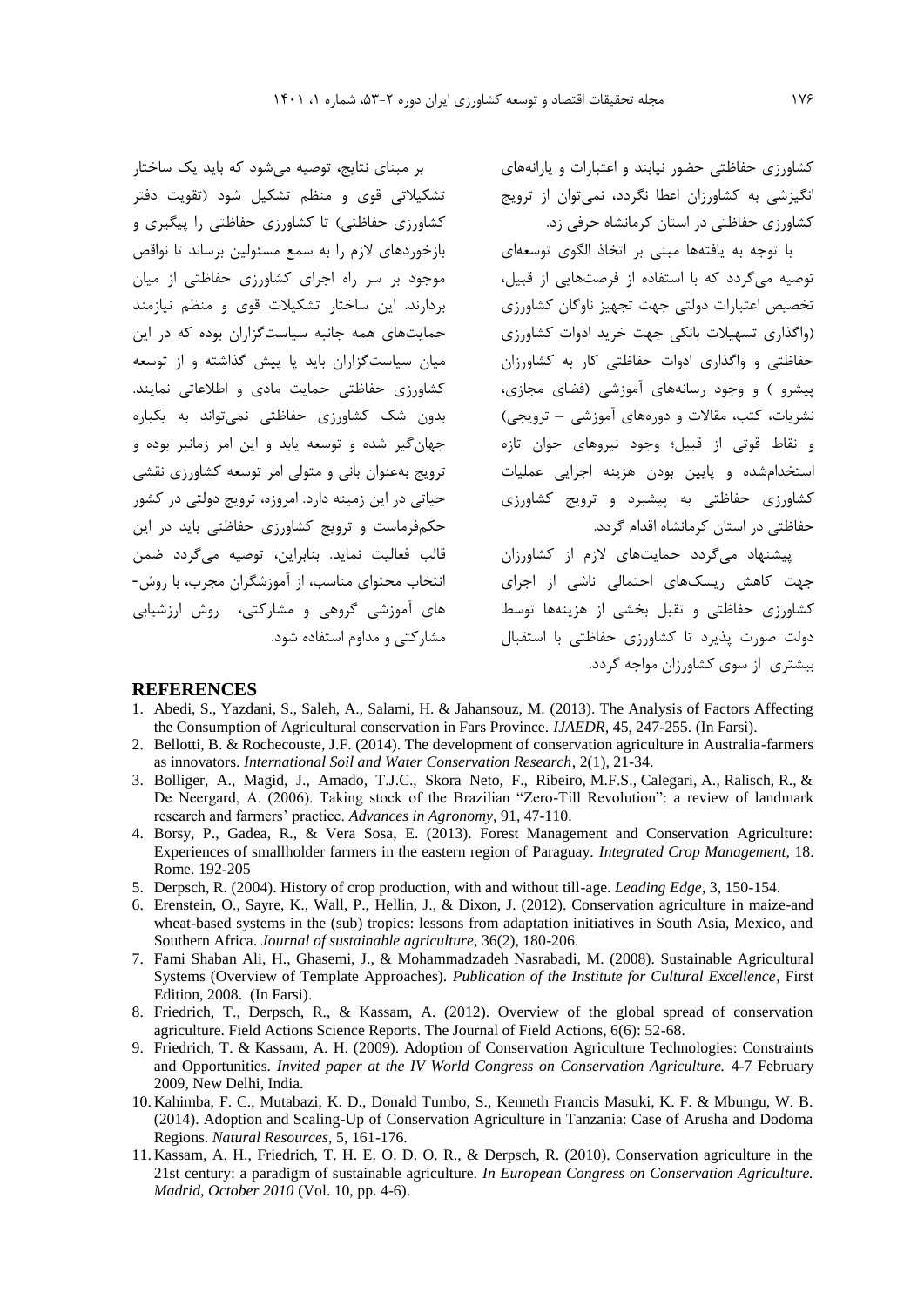کشاورزی حفاظتی حضور نیابند و اعتبارات و یارانه‌های انگیزشی به کشاورزان اعطا نگردد، نمی‌توان از ترویج کشاورزی حفاظتی در استان کرمانشاه حرفی زد.

با توجه به یافته‌ها مبنی بر اتخاذ الگوی توسعه‌ای توصیه می‌گردد که با استفاده از فرصت‌هایی از قبیل، تخصیص اعتبارات دولتی جهت تجهیز ناوگان کشاورزی (واگذاری تسهیلات بانکی جهت خرید ادوات کشاورزی حفاظتی و واگذاری ادوات حفاظتی کار به کشاورزان پیشرو ) و وجود رسانه‌های آموزشی (فضای مجازی، نشریات، کتب، مقالات و دوره‌های آموزشی – ترویجی) و نقاط قوتی از قبیل؛ وجود نیروهای جوان تازه استخدام‌شده و پایین بودن هزینه اجرایی عملیات کشاورزی حفاظتی به پیشبرد و ترویج کشاورزی حفاظتی در استان کرمانشاه اقدام گردد.

پیشنهاد می‌گردد حمایت‌های لازم از کشاورزان جهت کاهش ریسک‌های احتمالی ناشی از اجرای کشاورزی حفاظتی و تقبل بخشی از هزینه‌ها توسط دولت صورت پذیرد تا کشاورزی حفاظتی با استقبال بیشتری از سوی کشاورزان مواجه گردد.

بر مبنای نتایج، توصیه می‌شود که باید یک ساختار تشکیلاتی قوی و منظم تشکیل شود (تقویت دفتر کشاورزی حفاظتی) تا کشاورزی حفاظتی را پیگیری و بازخوردهای لازم را به سمع مسئولین برساند تا نواقص موجود بر سر راه اجرای کشاورزی حفاظتی از میان بردارند. این ساختار تشکیلات قوی و منظم نیازمند حمایت‌های همه جانبه سیاست‌گزاران بوده که در این میان سیاست‌گزاران باید پا پیش گذاشته و از توسعه کشاورزی حفاظتی حمایت مادی و اطلاعاتی نمایند. بدون شک کشاورزی حفاظتی نمی‌تواند به یکباره جهان‌گیر شده و توسعه یابد و این امر زمانبر بوده و ترویج به‌عنوان بانی و متولی امر توسعه کشاورزی نقشی حیاتی در این زمینه دارد. امروزه، ترویج دولتی در کشور حکم‌فرماست و ترویج کشاورزی حفاظتی باید در این قالب فعالیت نماید. بنابراین، توصیه می‌گردد ضمن انتخاب محتوای مناسب، از آموزشگران مجرب، با روش‌های آموزشی گروهی و مشارکتی، روش ارزشیابی مشارکتی و مداوم استفاده شود.

## REFERENCES

1. Abedi, S., Yazdani, S., Saleh, A., Salami, H. & Jahansouz, M. (2013). The Analysis of Factors Affecting the Consumption of Agricultural conservation in Fars Province. *IJAEDR*, 45, 247-255. (In Farsi).
2. Bellotti, B. & Rochecouste, J.F. (2014). The development of conservation agriculture in Australia-farmers as innovators. *International Soil and Water Conservation Research*, 2(1), 21-34.
3. Bolliger, A., Magid, J., Amado, T.J.C., Skora Neto, F., Ribeiro, M.F.S., Calegari, A., Ralisch, R., & De Neergard, A. (2006). Taking stock of the Brazilian "Zero-Till Revolution": a review of landmark research and farmers' practice. *Advances in Agronomy*, 91, 47-110.
4. Borsy, P., Gadea, R., & Vera Sosa, E. (2013). Forest Management and Conservation Agriculture: Experiences of smallholder farmers in the eastern region of Paraguay. *Integrated Crop Management*, 18. Rome. 192-205
5. Derpsch, R. (2004). History of crop production, with and without till-age. *Leading Edge*, 3, 150-154.
6. Erenstein, O., Sayre, K., Wall, P., Hellin, J., & Dixon, J. (2012). Conservation agriculture in maize-and wheat-based systems in the (sub) tropics: lessons from adaptation initiatives in South Asia, Mexico, and Southern Africa. *Journal of sustainable agriculture*, 36(2), 180-206.
7. Fami Shaban Ali, H., Ghasemi, J., & Mohammadzadeh Nasrabadi, M. (2008). Sustainable Agricultural Systems (Overview of Template Approaches). *Publication of the Institute for Cultural Excellence*, First Edition, 2008. (In Farsi).
8. Friedrich, T., Derpsch, R., & Kassam, A. (2012). Overview of the global spread of conservation agriculture. Field Actions Science Reports. The Journal of Field Actions, 6(6): 52-68.
9. Friedrich, T. & Kassam, A. H. (2009). Adoption of Conservation Agriculture Technologies: Constraints and Opportunities. *Invited paper at the IV World Congress on Conservation Agriculture.* 4-7 February 2009, New Delhi, India.
10. Kahimba, F. C., Mutabazi, K. D., Donald Tumbo, S., Kenneth Francis Masuki, K. F. & Mbungu, W. B. (2014). Adoption and Scaling-Up of Conservation Agriculture in Tanzania: Case of Arusha and Dodoma Regions. *Natural Resources*, 5, 161-176.
11. Kassam, A. H., Friedrich, T. H. E. O. D. O. R., & Derpsch, R. (2010). Conservation agriculture in the 21st century: a paradigm of sustainable agriculture. *In European Congress on Conservation Agriculture. Madrid, October 2010* (Vol. 10, pp. 4-6).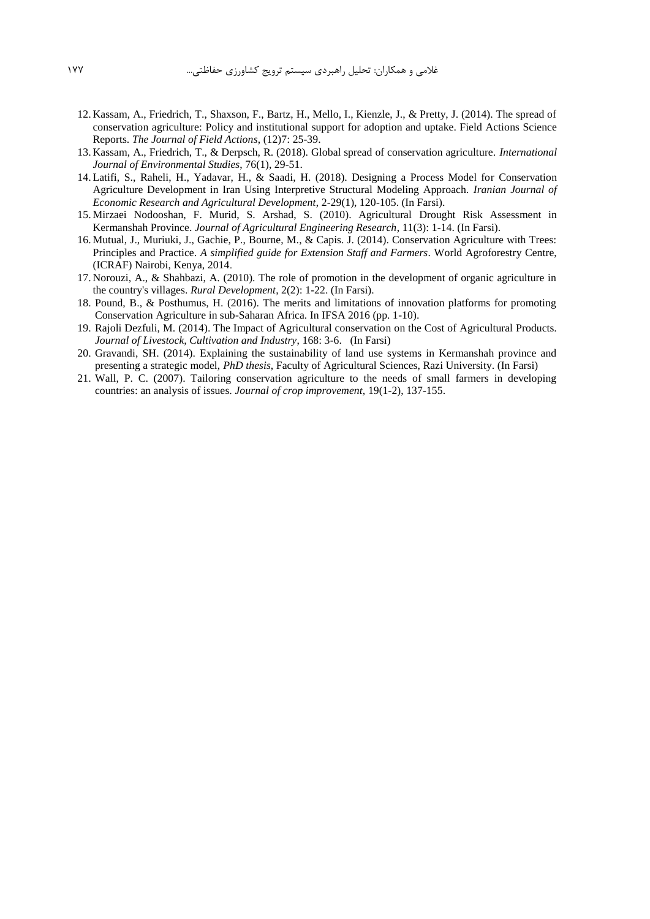12. Kassam, A., Friedrich, T., Shaxson, F., Bartz, H., Mello, I., Kienzle, J., & Pretty, J. (2014). The spread of conservation agriculture: Policy and institutional support for adoption and uptake. Field Actions Science Reports. *The Journal of Field Actions*, (12)7: 25-39.
13. Kassam, A., Friedrich, T., & Derpsch, R. (2018). Global spread of conservation agriculture. *International Journal of Environmental Studies*, 76(1), 29-51.
14. Latifi, S., Raheli, H., Yadavar, H., & Saadi, H. (2018). Designing a Process Model for Conservation Agriculture Development in Iran Using Interpretive Structural Modeling Approach. *Iranian Journal of Economic Research and Agricultural Development*, 2-29(1), 120-105. (In Farsi).
15. Mirzaei Nodooshan, F. Murid, S. Arshad, S. (2010). Agricultural Drought Risk Assessment in Kermanshah Province. *Journal of Agricultural Engineering Research*, 11(3): 1-14. (In Farsi).
16. Mutual, J., Muriuki, J., Gachie, P., Bourne, M., & Capis. J. (2014). Conservation Agriculture with Trees: Principles and Practice. *A simplified guide for Extension Staff and Farmers*. World Agroforestry Centre, (ICRAF) Nairobi, Kenya, 2014.
17. Norouzi, A., & Shahbazi, A. (2010). The role of promotion in the development of organic agriculture in the country's villages. *Rural Development*, 2(2): 1-22. (In Farsi).
18. Pound, B., & Posthumus, H. (2016). The merits and limitations of innovation platforms for promoting Conservation Agriculture in sub-Saharan Africa. In IFSA 2016 (pp. 1-10).
19. Rajoli Dezfuli, M. (2014). The Impact of Agricultural conservation on the Cost of Agricultural Products. *Journal of Livestock, Cultivation and Industry*, 168: 3-6. (In Farsi)
20. Gravandi, SH. (2014). Explaining the sustainability of land use systems in Kermanshah province and presenting a strategic model, *PhD thesis*, Faculty of Agricultural Sciences, Razi University. (In Farsi)
21. Wall, P. C. (2007). Tailoring conservation agriculture to the needs of small farmers in developing countries: an analysis of issues. *Journal of crop improvement*, 19(1-2), 137-155.